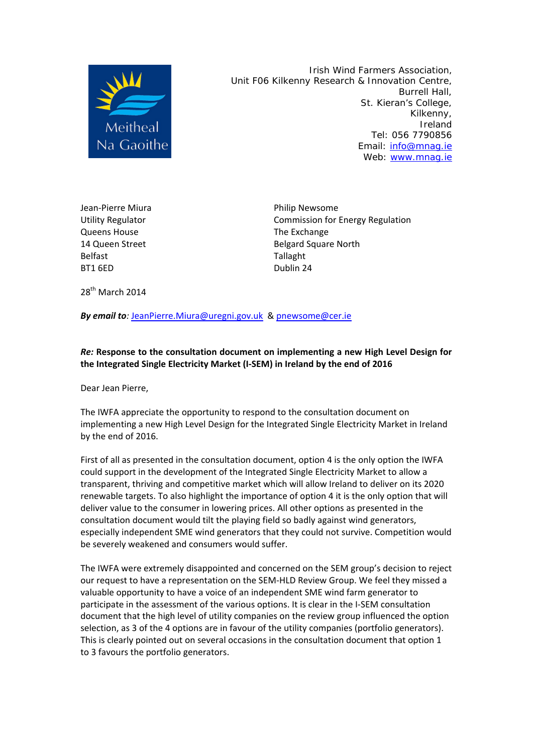Meitheal Na Gaoithe

Irish Wind Farmers Association,
Unit F06 Kilkenny Research & Innovation Centre,
Burrell Hall,
St. Kieran's College,
Kilkenny,
Ireland
Tel: 056 7790856
Email: info@mnag.ie
Web: www.mnag.ie

Jean-Pierre Miura
Utility Regulator
Queens House
14 Queen Street
Belfast
BT1 6ED

Philip Newsome
Commission for Energy Regulation
The Exchange
Belgard Square North
Tallaght
Dublin 24

28th March 2014

***By email to***: JeanPierre.Miura@uregni.gov.uk & pnewsome@cer.ie

***Re:*** **Response to the consultation document on implementing a new High Level Design for the Integrated Single Electricity Market (I-SEM) in Ireland by the end of 2016**

Dear Jean Pierre,

The IWFA appreciate the opportunity to respond to the consultation document on implementing a new High Level Design for the Integrated Single Electricity Market in Ireland by the end of 2016.

First of all as presented in the consultation document, option 4 is the only option the IWFA could support in the development of the Integrated Single Electricity Market to allow a transparent, thriving and competitive market which will allow Ireland to deliver on its 2020 renewable targets. To also highlight the importance of option 4 it is the only option that will deliver value to the consumer in lowering prices. All other options as presented in the consultation document would tilt the playing field so badly against wind generators, especially independent SME wind generators that they could not survive. Competition would be severely weakened and consumers would suffer.

The IWFA were extremely disappointed and concerned on the SEM group's decision to reject our request to have a representation on the SEM-HLD Review Group. We feel they missed a valuable opportunity to have a voice of an independent SME wind farm generator to participate in the assessment of the various options. It is clear in the I-SEM consultation document that the high level of utility companies on the review group influenced the option selection, as 3 of the 4 options are in favour of the utility companies (portfolio generators). This is clearly pointed out on several occasions in the consultation document that option 1 to 3 favours the portfolio generators.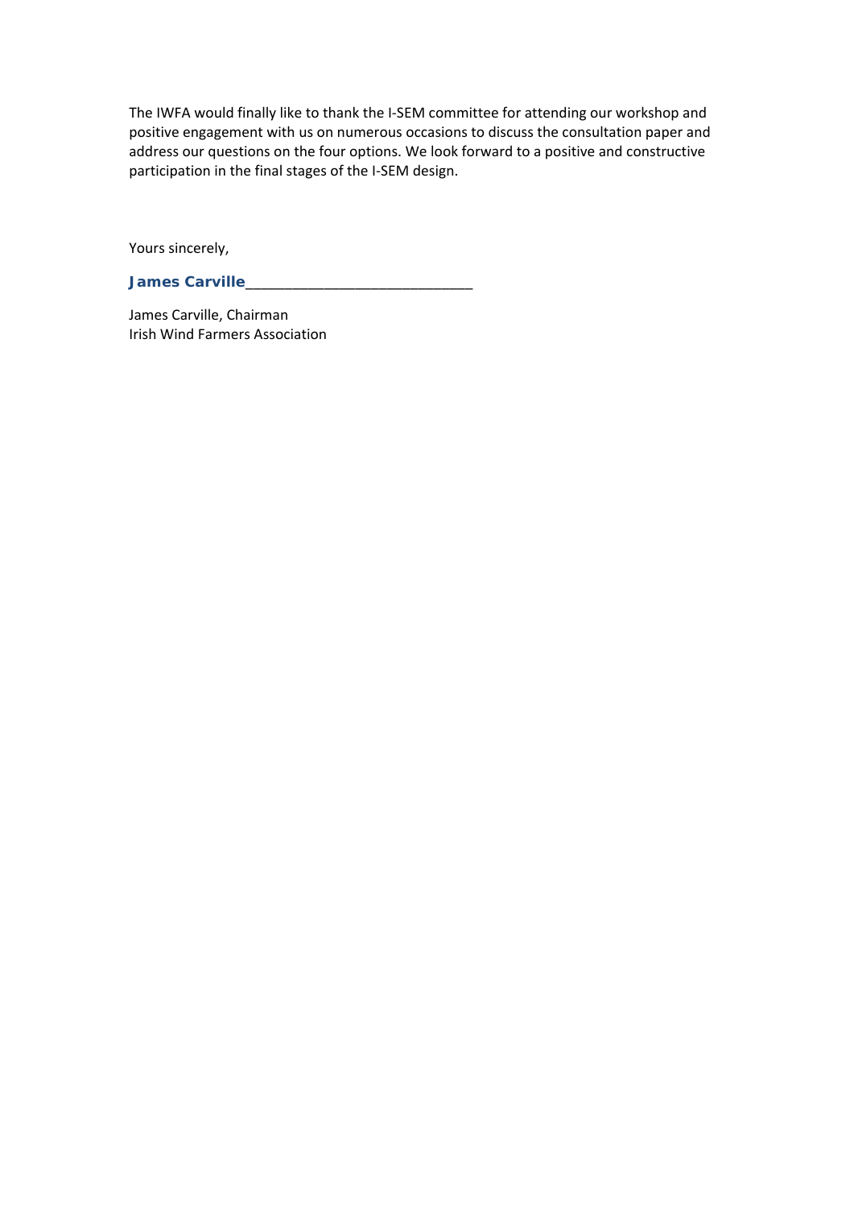The IWFA would finally like to thank the I-SEM committee for attending our workshop and positive engagement with us on numerous occasions to discuss the consultation paper and address our questions on the four options. We look forward to a positive and constructive participation in the final stages of the I-SEM design.

Yours sincerely,

**James Carville**___________________________

James Carville, Chairman
Irish Wind Farmers Association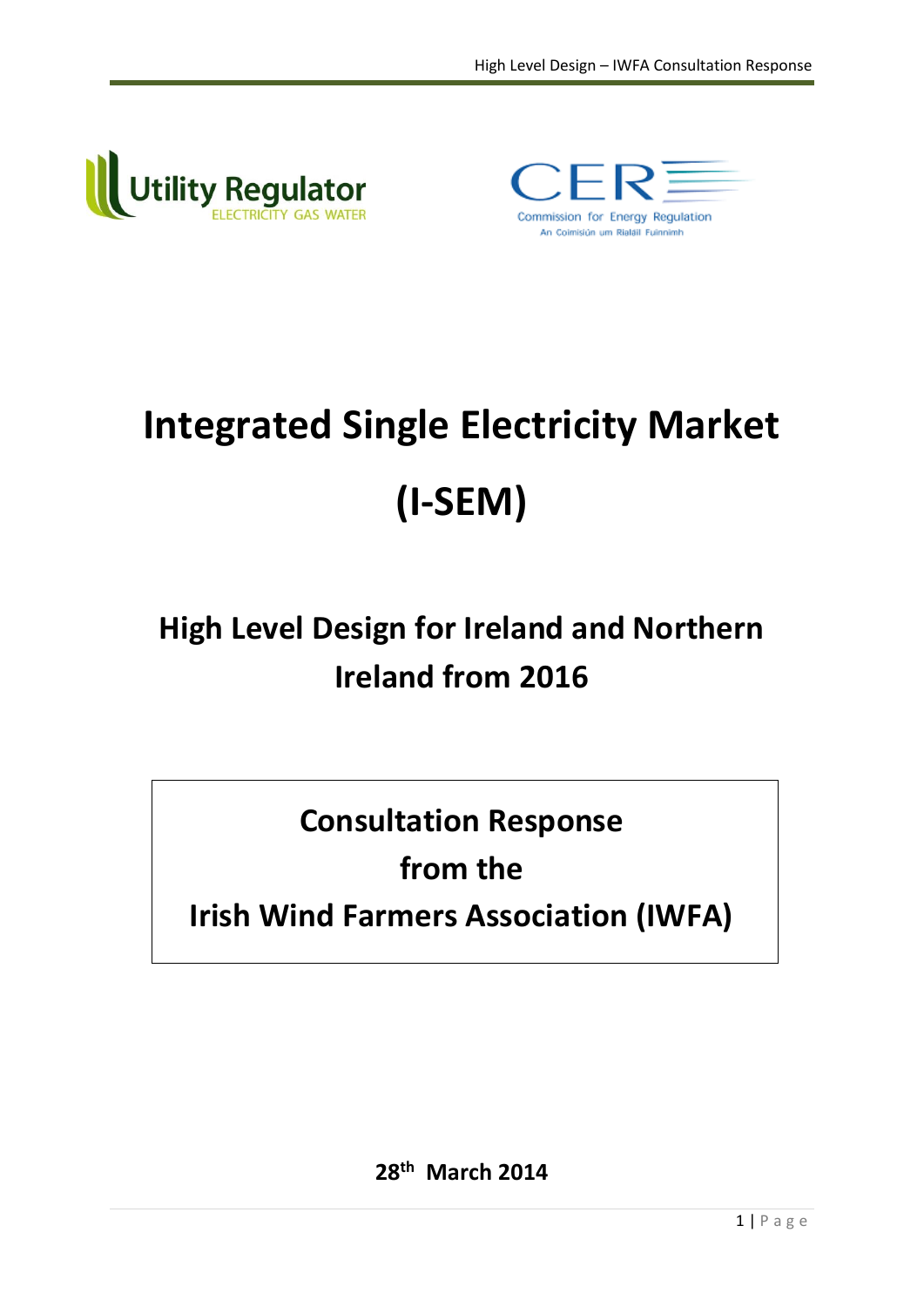# Integrated Single Electricity Market (I-SEM)

## High Level Design for Ireland and Northern Ireland from 2016

**Consultation Response**
**from the**
**Irish Wind Farmers Association (IWFA)**

**28th March 2014**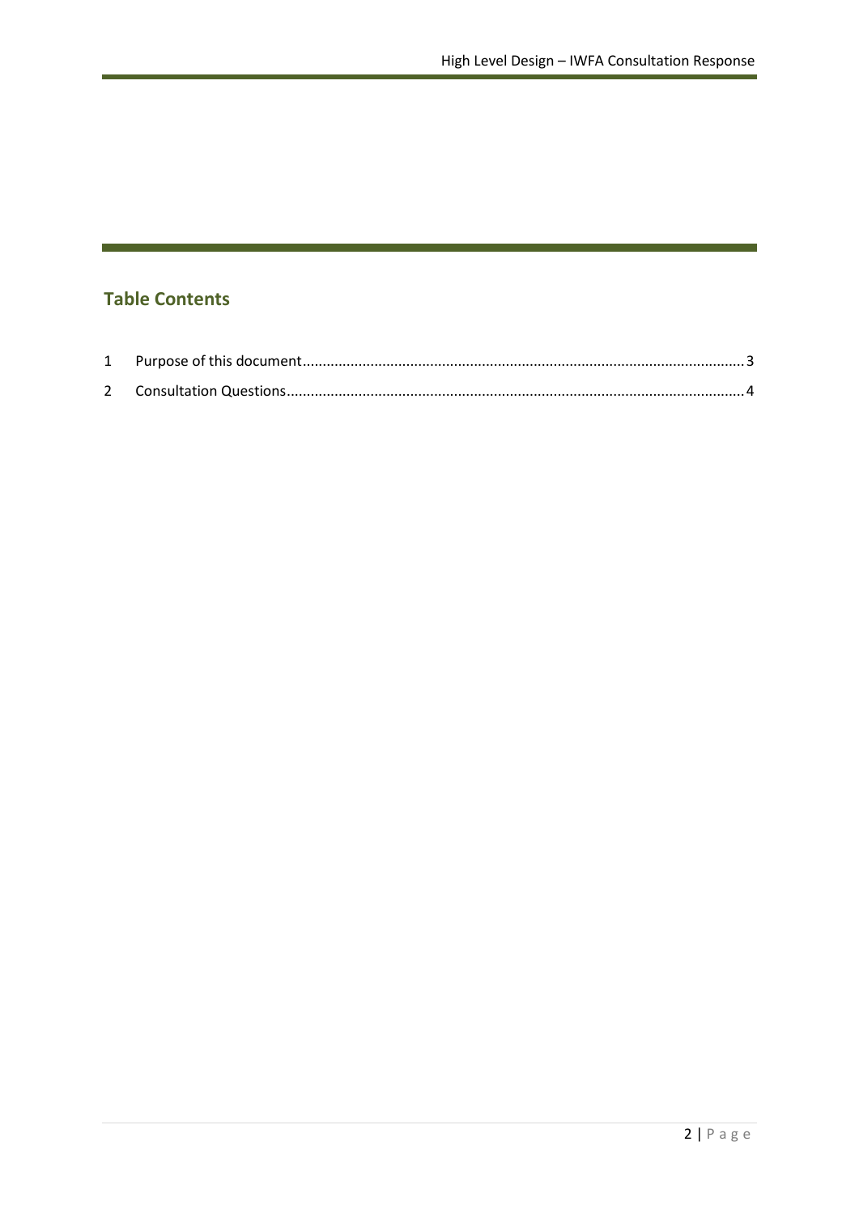## Table Contents

1 Purpose of this document.......................................................................................................3

2 Consultation Questions..........................................................................................................4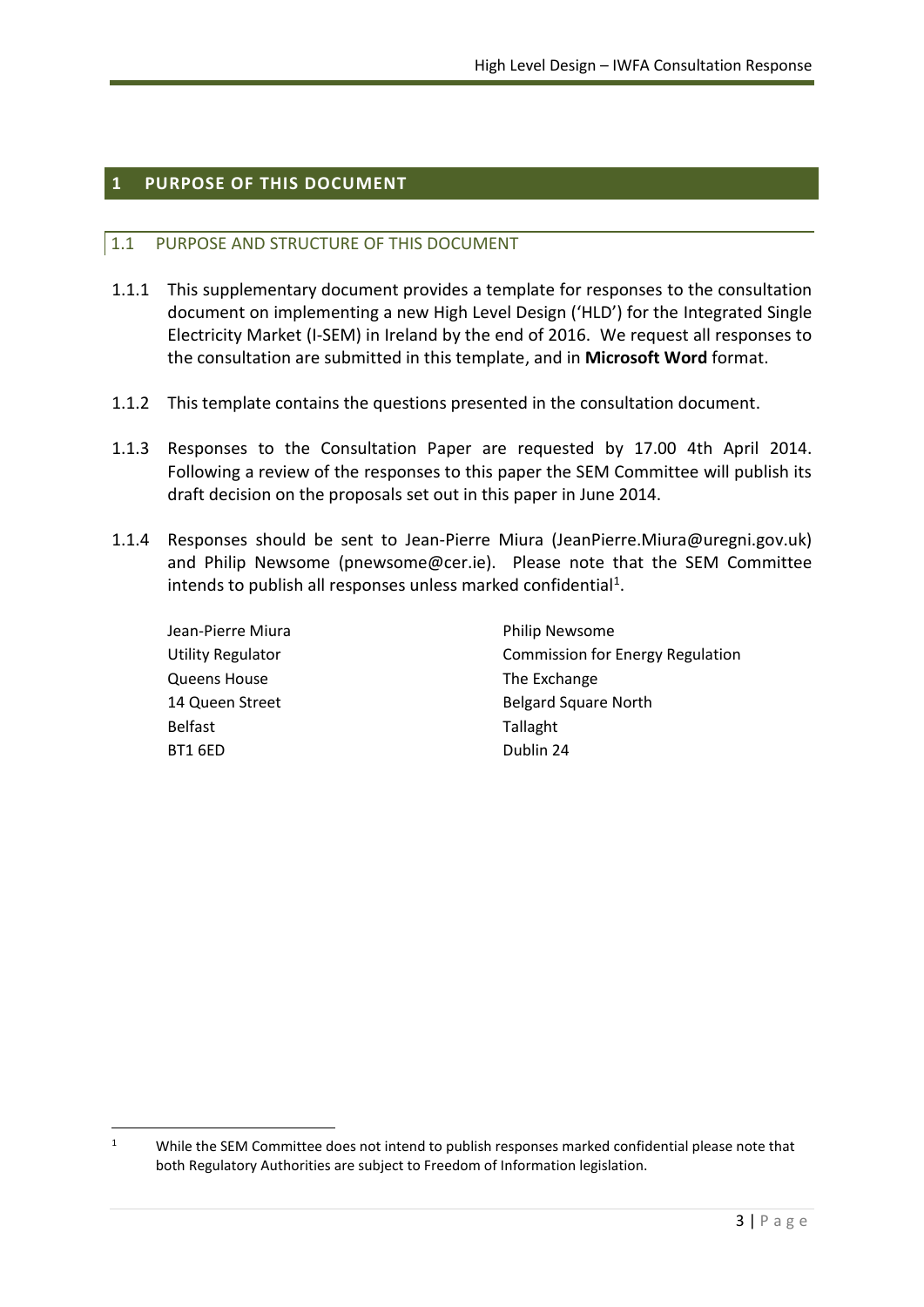# 1 PURPOSE OF THIS DOCUMENT

## 1.1 PURPOSE AND STRUCTURE OF THIS DOCUMENT

1.1.1 This supplementary document provides a template for responses to the consultation document on implementing a new High Level Design ('HLD') for the Integrated Single Electricity Market (I-SEM) in Ireland by the end of 2016. We request all responses to the consultation are submitted in this template, and in **Microsoft Word** format.

1.1.2 This template contains the questions presented in the consultation document.

1.1.3 Responses to the Consultation Paper are requested by 17.00 4th April 2014. Following a review of the responses to this paper the SEM Committee will publish its draft decision on the proposals set out in this paper in June 2014.

1.1.4 Responses should be sent to Jean-Pierre Miura (JeanPierre.Miura@uregni.gov.uk) and Philip Newsome (pnewsome@cer.ie). Please note that the SEM Committee intends to publish all responses unless marked confidential[1].

| | |
|---|---|
| Jean-Pierre Miura | Philip Newsome |
| Utility Regulator | Commission for Energy Regulation |
| Queens House | The Exchange |
| 14 Queen Street | Belgard Square North |
| Belfast | Tallaght |
| BT1 6ED | Dublin 24 |

[1] While the SEM Committee does not intend to publish responses marked confidential please note that both Regulatory Authorities are subject to Freedom of Information legislation.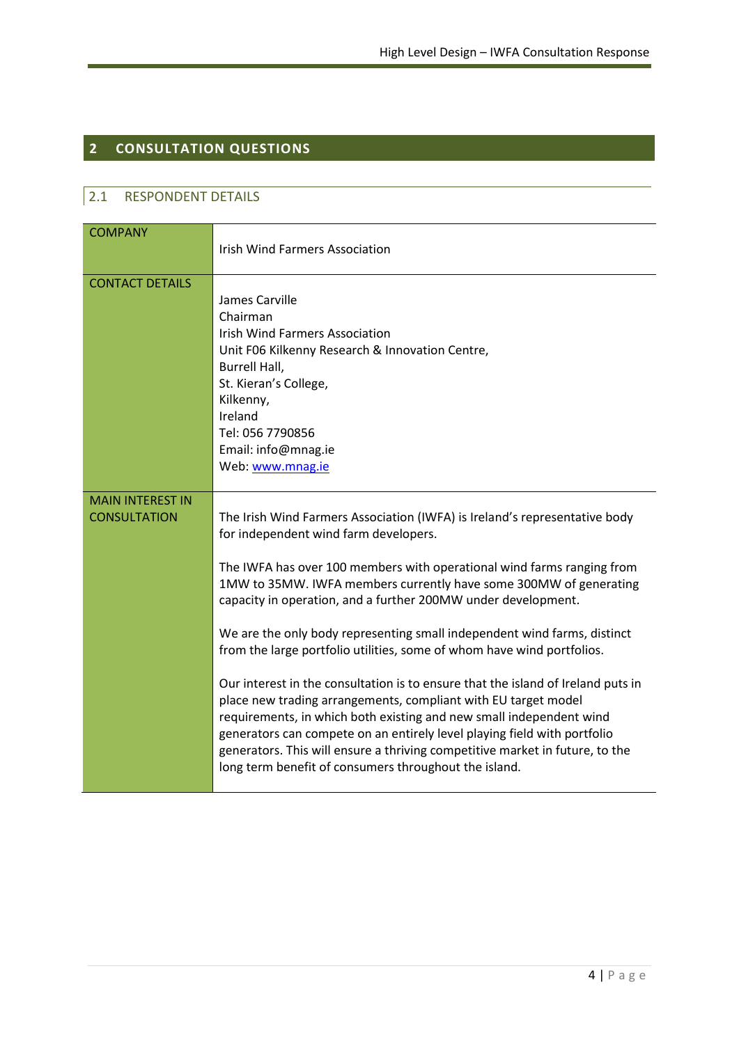# 2 CONSULTATION QUESTIONS

## 2.1 RESPONDENT DETAILS

| COMPANY | Irish Wind Farmers Association |
|---|---|
| CONTACT DETAILS | James Carville<br>Chairman<br>Irish Wind Farmers Association<br>Unit F06 Kilkenny Research & Innovation Centre,<br>Burrell Hall,<br>St. Kieran's College,<br>Kilkenny,<br>Ireland<br>Tel: 056 7790856<br>Email: info@mnag.ie<br>Web: www.mnag.ie |
| MAIN INTEREST IN CONSULTATION | The Irish Wind Farmers Association (IWFA) is Ireland's representative body for independent wind farm developers.<br><br>The IWFA has over 100 members with operational wind farms ranging from 1MW to 35MW. IWFA members currently have some 300MW of generating capacity in operation, and a further 200MW under development.<br><br>We are the only body representing small independent wind farms, distinct from the large portfolio utilities, some of whom have wind portfolios.<br><br>Our interest in the consultation is to ensure that the island of Ireland puts in place new trading arrangements, compliant with EU target model requirements, in which both existing and new small independent wind generators can compete on an entirely level playing field with portfolio generators. This will ensure a thriving competitive market in future, to the long term benefit of consumers throughout the island. |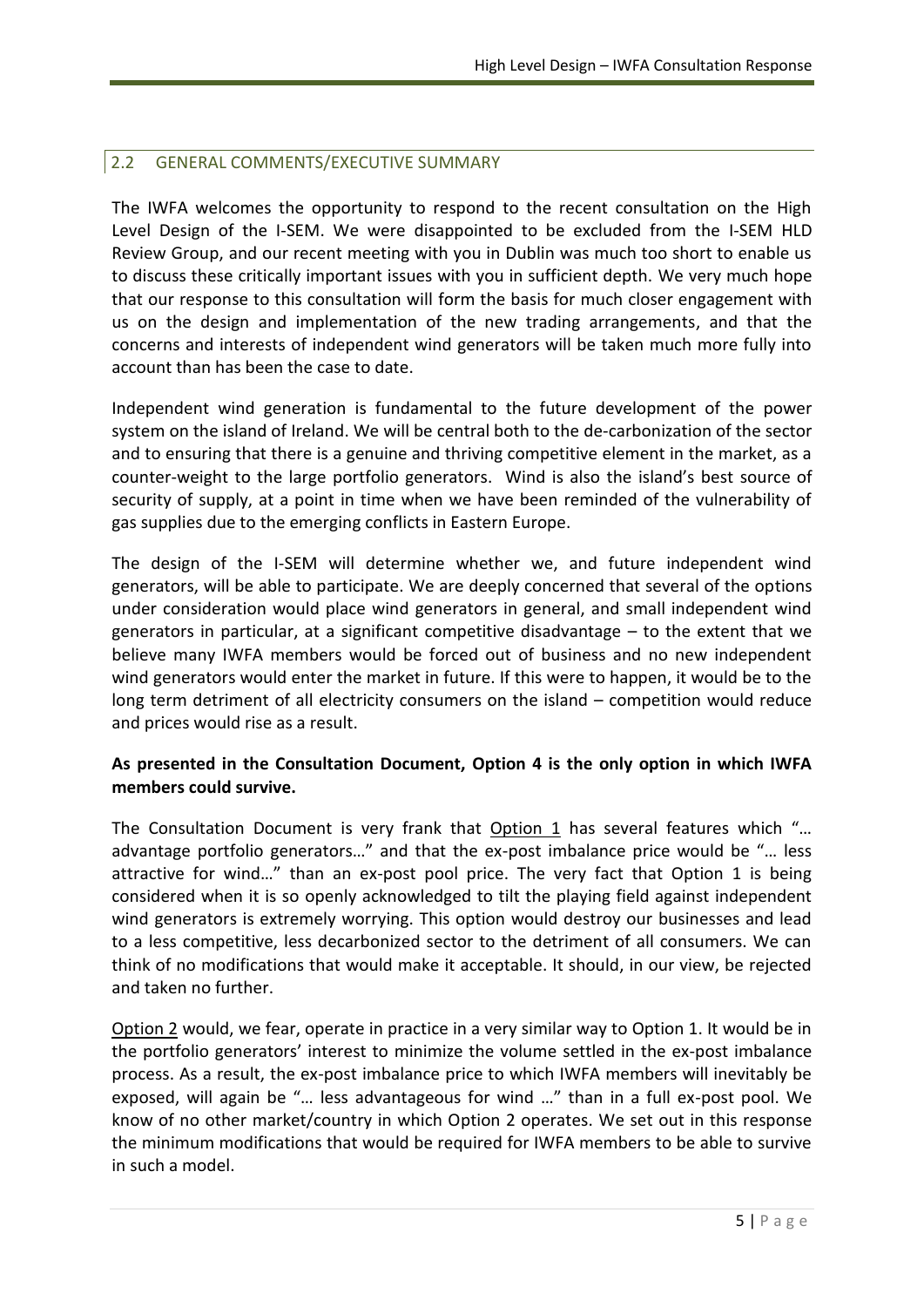## 2.2 GENERAL COMMENTS/EXECUTIVE SUMMARY

The IWFA welcomes the opportunity to respond to the recent consultation on the High Level Design of the I-SEM. We were disappointed to be excluded from the I-SEM HLD Review Group, and our recent meeting with you in Dublin was much too short to enable us to discuss these critically important issues with you in sufficient depth. We very much hope that our response to this consultation will form the basis for much closer engagement with us on the design and implementation of the new trading arrangements, and that the concerns and interests of independent wind generators will be taken much more fully into account than has been the case to date.

Independent wind generation is fundamental to the future development of the power system on the island of Ireland. We will be central both to the de-carbonization of the sector and to ensuring that there is a genuine and thriving competitive element in the market, as a counter-weight to the large portfolio generators. Wind is also the island's best source of security of supply, at a point in time when we have been reminded of the vulnerability of gas supplies due to the emerging conflicts in Eastern Europe.

The design of the I-SEM will determine whether we, and future independent wind generators, will be able to participate. We are deeply concerned that several of the options under consideration would place wind generators in general, and small independent wind generators in particular, at a significant competitive disadvantage – to the extent that we believe many IWFA members would be forced out of business and no new independent wind generators would enter the market in future. If this were to happen, it would be to the long term detriment of all electricity consumers on the island – competition would reduce and prices would rise as a result.

**As presented in the Consultation Document, Option 4 is the only option in which IWFA members could survive.**

The Consultation Document is very frank that Option 1 has several features which "… advantage portfolio generators…" and that the ex-post imbalance price would be "… less attractive for wind…" than an ex-post pool price. The very fact that Option 1 is being considered when it is so openly acknowledged to tilt the playing field against independent wind generators is extremely worrying. This option would destroy our businesses and lead to a less competitive, less decarbonized sector to the detriment of all consumers. We can think of no modifications that would make it acceptable. It should, in our view, be rejected and taken no further.

Option 2 would, we fear, operate in practice in a very similar way to Option 1. It would be in the portfolio generators' interest to minimize the volume settled in the ex-post imbalance process. As a result, the ex-post imbalance price to which IWFA members will inevitably be exposed, will again be "… less advantageous for wind …" than in a full ex-post pool. We know of no other market/country in which Option 2 operates. We set out in this response the minimum modifications that would be required for IWFA members to be able to survive in such a model.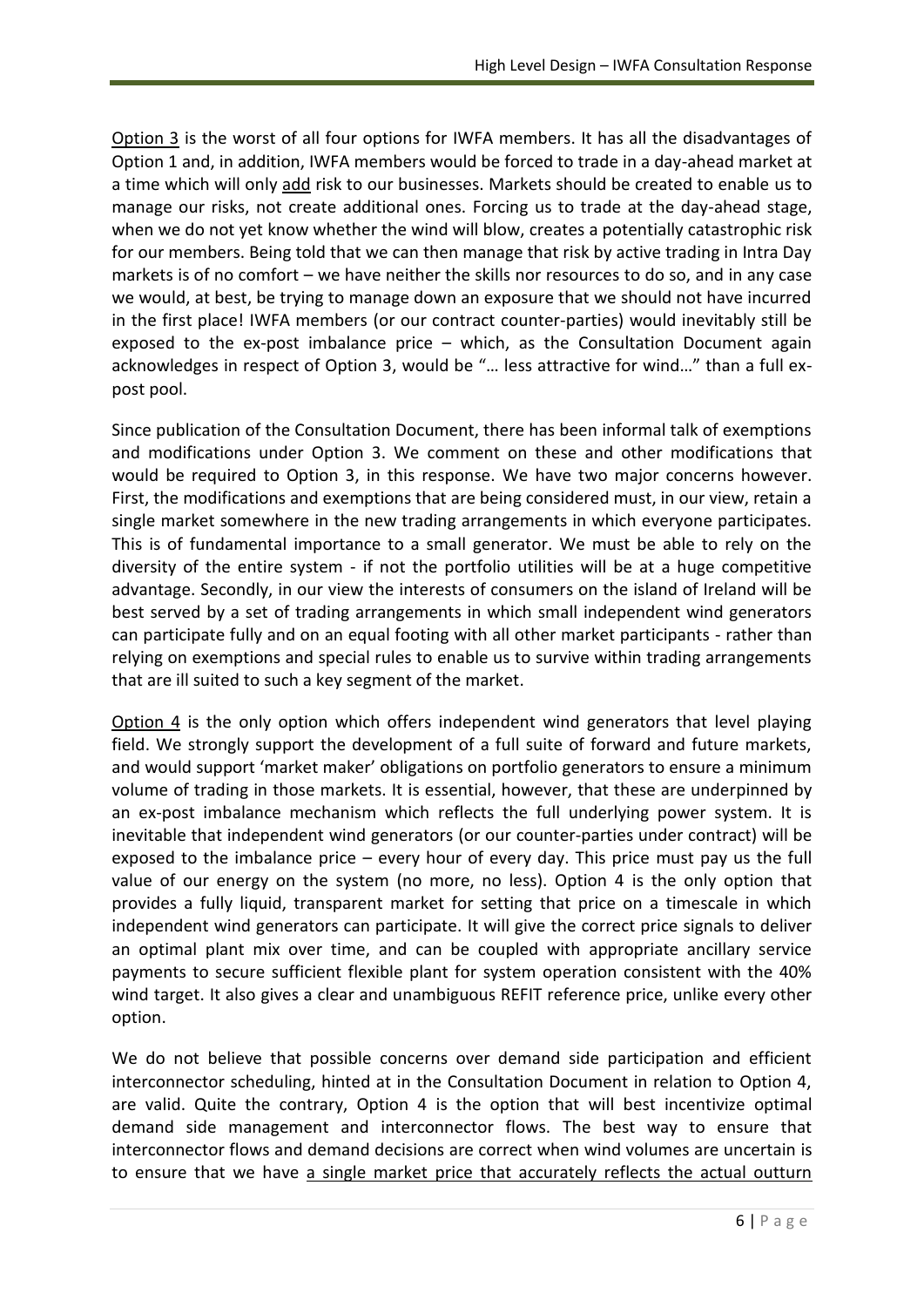<u>Option 3</u> is the worst of all four options for IWFA members. It has all the disadvantages of Option 1 and, in addition, IWFA members would be forced to trade in a day-ahead market at a time which will only <u>add</u> risk to our businesses. Markets should be created to enable us to manage our risks, not create additional ones. Forcing us to trade at the day-ahead stage, when we do not yet know whether the wind will blow, creates a potentially catastrophic risk for our members. Being told that we can then manage that risk by active trading in Intra Day markets is of no comfort – we have neither the skills nor resources to do so, and in any case we would, at best, be trying to manage down an exposure that we should not have incurred in the first place! IWFA members (or our contract counter-parties) would inevitably still be exposed to the ex-post imbalance price – which, as the Consultation Document again acknowledges in respect of Option 3, would be "… less attractive for wind…" than a full ex-post pool.

Since publication of the Consultation Document, there has been informal talk of exemptions and modifications under Option 3. We comment on these and other modifications that would be required to Option 3, in this response. We have two major concerns however. First, the modifications and exemptions that are being considered must, in our view, retain a single market somewhere in the new trading arrangements in which everyone participates. This is of fundamental importance to a small generator. We must be able to rely on the diversity of the entire system - if not the portfolio utilities will be at a huge competitive advantage. Secondly, in our view the interests of consumers on the island of Ireland will be best served by a set of trading arrangements in which small independent wind generators can participate fully and on an equal footing with all other market participants - rather than relying on exemptions and special rules to enable us to survive within trading arrangements that are ill suited to such a key segment of the market.

<u>Option 4</u> is the only option which offers independent wind generators that level playing field. We strongly support the development of a full suite of forward and future markets, and would support 'market maker' obligations on portfolio generators to ensure a minimum volume of trading in those markets. It is essential, however, that these are underpinned by an ex-post imbalance mechanism which reflects the full underlying power system. It is inevitable that independent wind generators (or our counter-parties under contract) will be exposed to the imbalance price – every hour of every day. This price must pay us the full value of our energy on the system (no more, no less). Option 4 is the only option that provides a fully liquid, transparent market for setting that price on a timescale in which independent wind generators can participate. It will give the correct price signals to deliver an optimal plant mix over time, and can be coupled with appropriate ancillary service payments to secure sufficient flexible plant for system operation consistent with the 40% wind target. It also gives a clear and unambiguous REFIT reference price, unlike every other option.

We do not believe that possible concerns over demand side participation and efficient interconnector scheduling, hinted at in the Consultation Document in relation to Option 4, are valid. Quite the contrary, Option 4 is the option that will best incentivize optimal demand side management and interconnector flows. The best way to ensure that interconnector flows and demand decisions are correct when wind volumes are uncertain is to ensure that we have <u>a single market price that accurately reflects the actual outturn</u>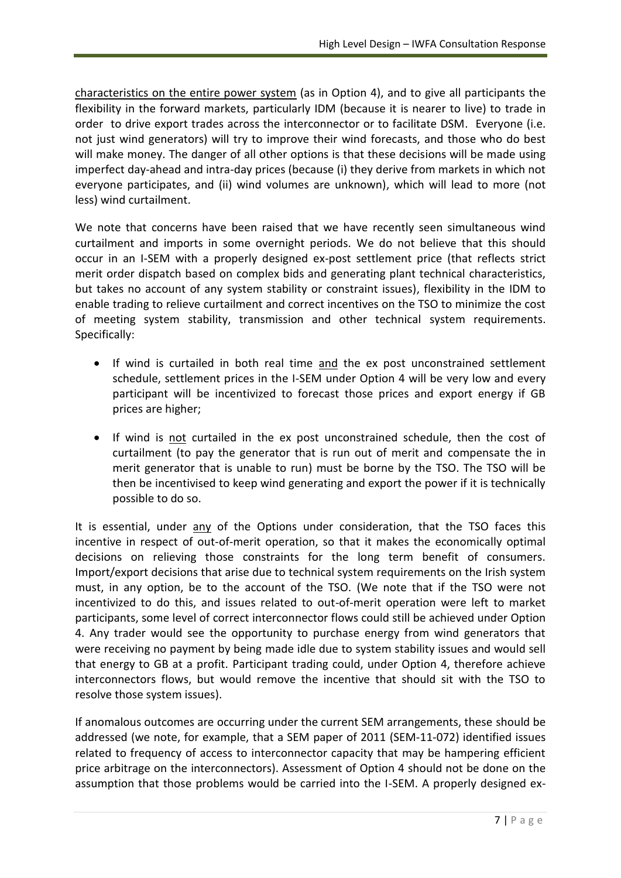characteristics on the entire power system (as in Option 4), and to give all participants the flexibility in the forward markets, particularly IDM (because it is nearer to live) to trade in order to drive export trades across the interconnector or to facilitate DSM. Everyone (i.e. not just wind generators) will try to improve their wind forecasts, and those who do best will make money. The danger of all other options is that these decisions will be made using imperfect day-ahead and intra-day prices (because (i) they derive from markets in which not everyone participates, and (ii) wind volumes are unknown), which will lead to more (not less) wind curtailment.

We note that concerns have been raised that we have recently seen simultaneous wind curtailment and imports in some overnight periods. We do not believe that this should occur in an I-SEM with a properly designed ex-post settlement price (that reflects strict merit order dispatch based on complex bids and generating plant technical characteristics, but takes no account of any system stability or constraint issues), flexibility in the IDM to enable trading to relieve curtailment and correct incentives on the TSO to minimize the cost of meeting system stability, transmission and other technical system requirements. Specifically:

- If wind is curtailed in both real time and the ex post unconstrained settlement schedule, settlement prices in the I-SEM under Option 4 will be very low and every participant will be incentivized to forecast those prices and export energy if GB prices are higher;
- If wind is not curtailed in the ex post unconstrained schedule, then the cost of curtailment (to pay the generator that is run out of merit and compensate the in merit generator that is unable to run) must be borne by the TSO. The TSO will be then be incentivised to keep wind generating and export the power if it is technically possible to do so.

It is essential, under any of the Options under consideration, that the TSO faces this incentive in respect of out-of-merit operation, so that it makes the economically optimal decisions on relieving those constraints for the long term benefit of consumers. Import/export decisions that arise due to technical system requirements on the Irish system must, in any option, be to the account of the TSO. (We note that if the TSO were not incentivized to do this, and issues related to out-of-merit operation were left to market participants, some level of correct interconnector flows could still be achieved under Option 4. Any trader would see the opportunity to purchase energy from wind generators that were receiving no payment by being made idle due to system stability issues and would sell that energy to GB at a profit. Participant trading could, under Option 4, therefore achieve interconnectors flows, but would remove the incentive that should sit with the TSO to resolve those system issues).

If anomalous outcomes are occurring under the current SEM arrangements, these should be addressed (we note, for example, that a SEM paper of 2011 (SEM-11-072) identified issues related to frequency of access to interconnector capacity that may be hampering efficient price arbitrage on the interconnectors). Assessment of Option 4 should not be done on the assumption that those problems would be carried into the I-SEM. A properly designed ex-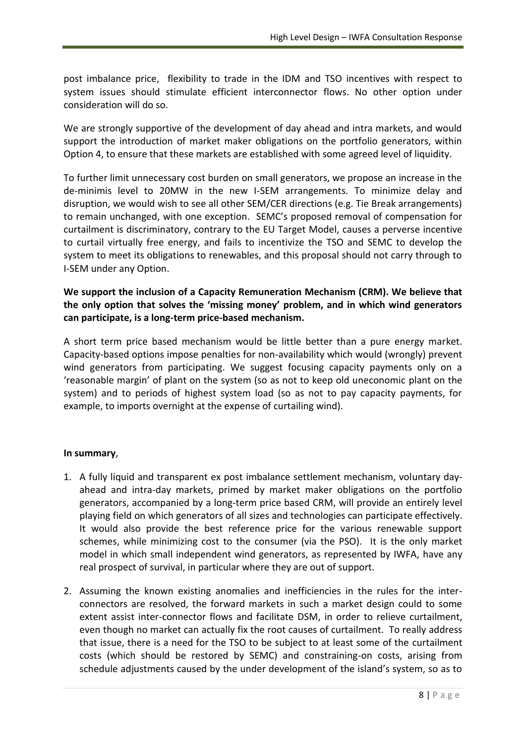post imbalance price, flexibility to trade in the IDM and TSO incentives with respect to system issues should stimulate efficient interconnector flows. No other option under consideration will do so.

We are strongly supportive of the development of day ahead and intra markets, and would support the introduction of market maker obligations on the portfolio generators, within Option 4, to ensure that these markets are established with some agreed level of liquidity.

To further limit unnecessary cost burden on small generators, we propose an increase in the de-minimis level to 20MW in the new I-SEM arrangements. To minimize delay and disruption, we would wish to see all other SEM/CER directions (e.g. Tie Break arrangements) to remain unchanged, with one exception. SEMC's proposed removal of compensation for curtailment is discriminatory, contrary to the EU Target Model, causes a perverse incentive to curtail virtually free energy, and fails to incentivize the TSO and SEMC to develop the system to meet its obligations to renewables, and this proposal should not carry through to I-SEM under any Option.

**We support the inclusion of a Capacity Remuneration Mechanism (CRM). We believe that the only option that solves the 'missing money' problem, and in which wind generators can participate, is a long-term price-based mechanism.**

A short term price based mechanism would be little better than a pure energy market. Capacity-based options impose penalties for non-availability which would (wrongly) prevent wind generators from participating. We suggest focusing capacity payments only on a 'reasonable margin' of plant on the system (so as not to keep old uneconomic plant on the system) and to periods of highest system load (so as not to pay capacity payments, for example, to imports overnight at the expense of curtailing wind).

**In summary**,

1. A fully liquid and transparent ex post imbalance settlement mechanism, voluntary day-ahead and intra-day markets, primed by market maker obligations on the portfolio generators, accompanied by a long-term price based CRM, will provide an entirely level playing field on which generators of all sizes and technologies can participate effectively. It would also provide the best reference price for the various renewable support schemes, while minimizing cost to the consumer (via the PSO). It is the only market model in which small independent wind generators, as represented by IWFA, have any real prospect of survival, in particular where they are out of support.

2. Assuming the known existing anomalies and inefficiencies in the rules for the inter-connectors are resolved, the forward markets in such a market design could to some extent assist inter-connector flows and facilitate DSM, in order to relieve curtailment, even though no market can actually fix the root causes of curtailment. To really address that issue, there is a need for the TSO to be subject to at least some of the curtailment costs (which should be restored by SEMC) and constraining-on costs, arising from schedule adjustments caused by the under development of the island's system, so as to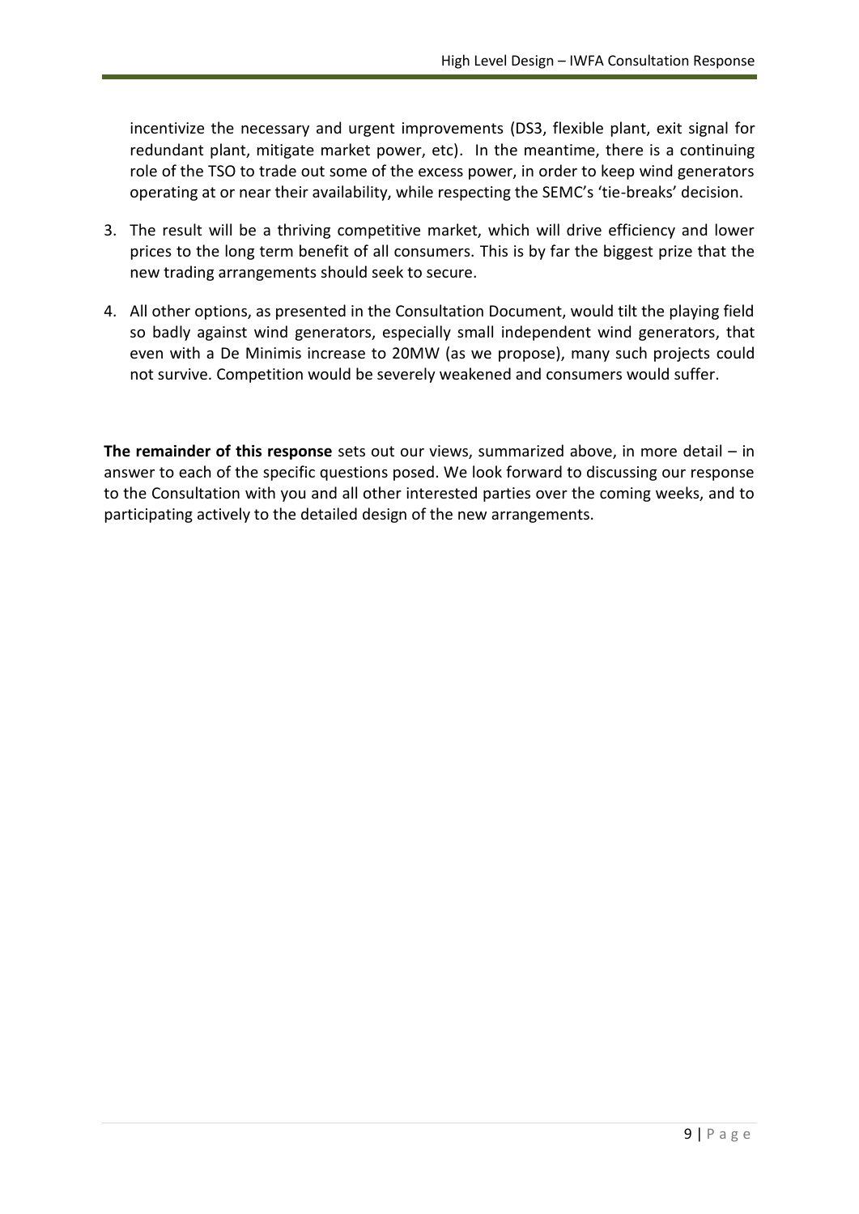incentivize the necessary and urgent improvements (DS3, flexible plant, exit signal for redundant plant, mitigate market power, etc). In the meantime, there is a continuing role of the TSO to trade out some of the excess power, in order to keep wind generators operating at or near their availability, while respecting the SEMC's 'tie-breaks' decision.

3. The result will be a thriving competitive market, which will drive efficiency and lower prices to the long term benefit of all consumers. This is by far the biggest prize that the new trading arrangements should seek to secure.
4. All other options, as presented in the Consultation Document, would tilt the playing field so badly against wind generators, especially small independent wind generators, that even with a De Minimis increase to 20MW (as we propose), many such projects could not survive. Competition would be severely weakened and consumers would suffer.

**The remainder of this response** sets out our views, summarized above, in more detail – in answer to each of the specific questions posed. We look forward to discussing our response to the Consultation with you and all other interested parties over the coming weeks, and to participating actively to the detailed design of the new arrangements.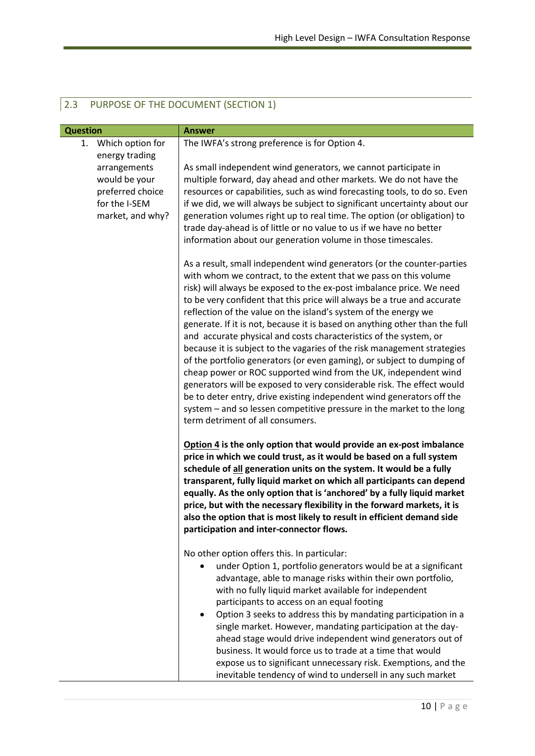## 2.3 PURPOSE OF THE DOCUMENT (SECTION 1)

| Question | Answer |
|---|---|
| 1. Which option for energy trading arrangements would be your preferred choice for the I-SEM market, and why? | The IWFA's strong preference is for Option 4.<br><br>As small independent wind generators, we cannot participate in multiple forward, day ahead and other markets. We do not have the resources or capabilities, such as wind forecasting tools, to do so. Even if we did, we will always be subject to significant uncertainty about our generation volumes right up to real time. The option (or obligation) to trade day-ahead is of little or no value to us if we have no better information about our generation volume in those timescales.<br><br>As a result, small independent wind generators (or the counter-parties with whom we contract, to the extent that we pass on this volume risk) will always be exposed to the ex-post imbalance price. We need to be very confident that this price will always be a true and accurate reflection of the value on the island's system of the energy we generate. If it is not, because it is based on anything other than the full and accurate physical and costs characteristics of the system, or because it is subject to the vagaries of the risk management strategies of the portfolio generators (or even gaming), or subject to dumping of cheap power or ROC supported wind from the UK, independent wind generators will be exposed to very considerable risk. The effect would be to deter entry, drive existing independent wind generators off the system – and so lessen competitive pressure in the market to the long term detriment of all consumers.<br><br>**<u>Option 4</u> is the only option that would provide an ex-post imbalance price in which we could trust, as it would be based on a full system schedule of <u>all</u> generation units on the system. It would be a fully transparent, fully liquid market on which all participants can depend equally. As the only option that is 'anchored' by a fully liquid market price, but with the necessary flexibility in the forward markets, it is also the option that is most likely to result in efficient demand side participation and inter-connector flows.**<br><br>No other option offers this. In particular:<br>• under Option 1, portfolio generators would be at a significant advantage, able to manage risks within their own portfolio, with no fully liquid market available for independent participants to access on an equal footing<br>• Option 3 seeks to address this by mandating participation in a single market. However, mandating participation at the day-ahead stage would drive independent wind generators out of business. It would force us to trade at a time that would expose us to significant unnecessary risk. Exemptions, and the inevitable tendency of wind to undersell in any such market |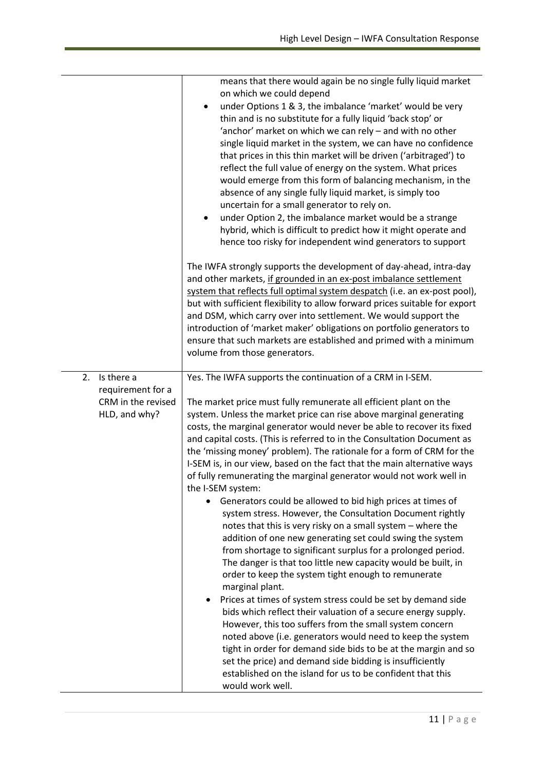| | |
|---|---|
| | means that there would again be no single fully liquid market on which we could depend<br>• under Options 1 & 3, the imbalance 'market' would be very thin and is no substitute for a fully liquid 'back stop' or 'anchor' market on which we can rely – and with no other single liquid market in the system, we can have no confidence that prices in this thin market will be driven ('arbitraged') to reflect the full value of energy on the system. What prices would emerge from this form of balancing mechanism, in the absence of any single fully liquid market, is simply too uncertain for a small generator to rely on.<br>• under Option 2, the imbalance market would be a strange hybrid, which is difficult to predict how it might operate and hence too risky for independent wind generators to support<br><br>The IWFA strongly supports the development of day-ahead, intra-day and other markets, <u>if grounded in an ex-post imbalance settlement system that reflects full optimal system despatch</u> (i.e. an ex-post pool), but with sufficient flexibility to allow forward prices suitable for export and DSM, which carry over into settlement. We would support the introduction of 'market maker' obligations on portfolio generators to ensure that such markets are established and primed with a minimum volume from those generators. |
| 2. Is there a requirement for a CRM in the revised HLD, and why? | Yes. The IWFA supports the continuation of a CRM in I-SEM.<br><br>The market price must fully remunerate all efficient plant on the system. Unless the market price can rise above marginal generating costs, the marginal generator would never be able to recover its fixed and capital costs. (This is referred to in the Consultation Document as the 'missing money' problem). The rationale for a form of CRM for the I-SEM is, in our view, based on the fact that the main alternative ways of fully remunerating the marginal generator would not work well in the I-SEM system:<br>• Generators could be allowed to bid high prices at times of system stress. However, the Consultation Document rightly notes that this is very risky on a small system – where the addition of one new generating set could swing the system from shortage to significant surplus for a prolonged period. The danger is that too little new capacity would be built, in order to keep the system tight enough to remunerate marginal plant.<br>• Prices at times of system stress could be set by demand side bids which reflect their valuation of a secure energy supply. However, this too suffers from the small system concern noted above (i.e. generators would need to keep the system tight in order for demand side bids to be at the margin and so set the price) and demand side bidding is insufficiently established on the island for us to be confident that this would work well. |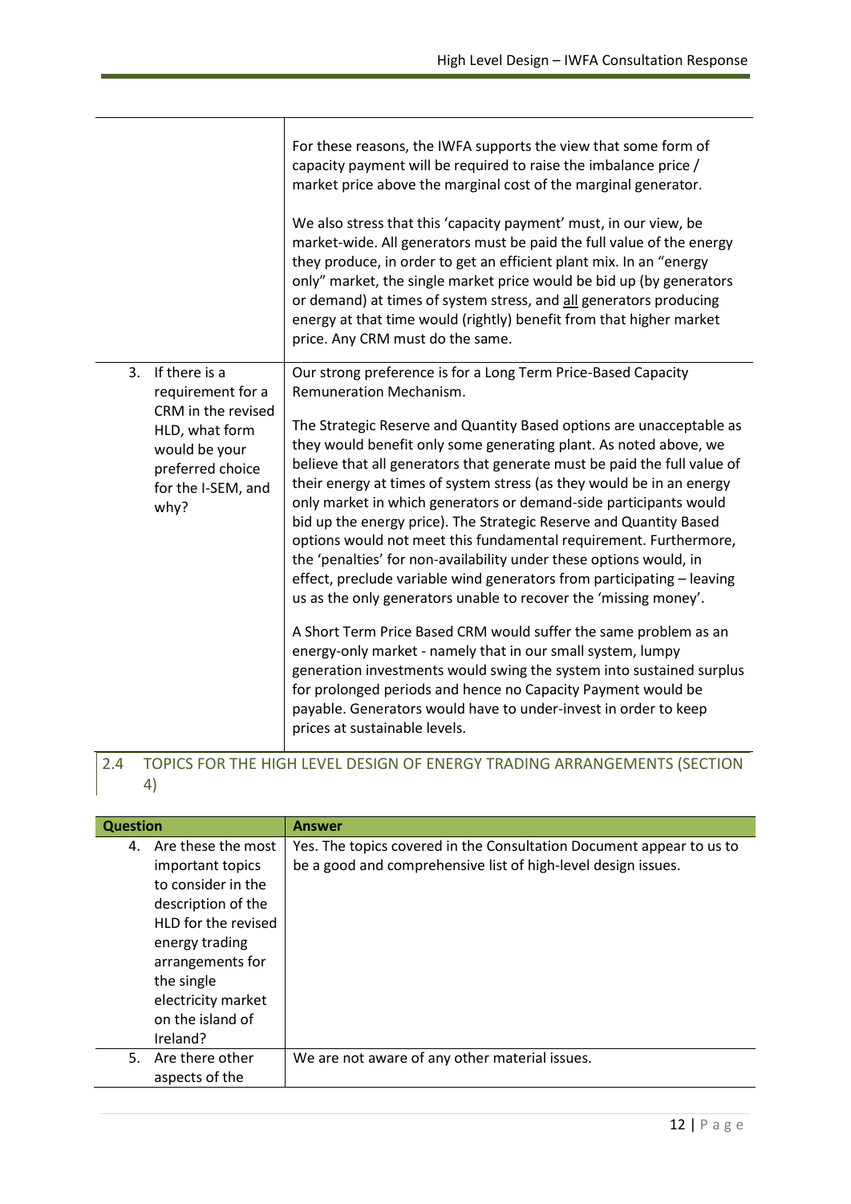| | |
|---|---|
| | For these reasons, the IWFA supports the view that some form of capacity payment will be required to raise the imbalance price / market price above the marginal cost of the marginal generator.<br><br>We also stress that this 'capacity payment' must, in our view, be market-wide. All generators must be paid the full value of the energy they produce, in order to get an efficient plant mix. In an "energy only" market, the single market price would be bid up (by generators or demand) at times of system stress, and <u>all</u> generators producing energy at that time would (rightly) benefit from that higher market price. Any CRM must do the same. |
| 3. If there is a requirement for a CRM in the revised HLD, what form would be your preferred choice for the I-SEM, and why? | Our strong preference is for a Long Term Price-Based Capacity Remuneration Mechanism.<br><br>The Strategic Reserve and Quantity Based options are unacceptable as they would benefit only some generating plant. As noted above, we believe that all generators that generate must be paid the full value of their energy at times of system stress (as they would be in an energy only market in which generators or demand-side participants would bid up the energy price). The Strategic Reserve and Quantity Based options would not meet this fundamental requirement. Furthermore, the 'penalties' for non-availability under these options would, in effect, preclude variable wind generators from participating – leaving us as the only generators unable to recover the 'missing money'.<br><br>A Short Term Price Based CRM would suffer the same problem as an energy-only market - namely that in our small system, lumpy generation investments would swing the system into sustained surplus for prolonged periods and hence no Capacity Payment would be payable. Generators would have to under-invest in order to keep prices at sustainable levels. |

## 2.4 TOPICS FOR THE HIGH LEVEL DESIGN OF ENERGY TRADING ARRANGEMENTS (SECTION 4)

| Question | Answer |
|---|---|
| 4. Are these the most important topics to consider in the description of the HLD for the revised energy trading arrangements for the single electricity market on the island of Ireland? | Yes. The topics covered in the Consultation Document appear to us to be a good and comprehensive list of high-level design issues. |
| 5. Are there other aspects of the | We are not aware of any other material issues. |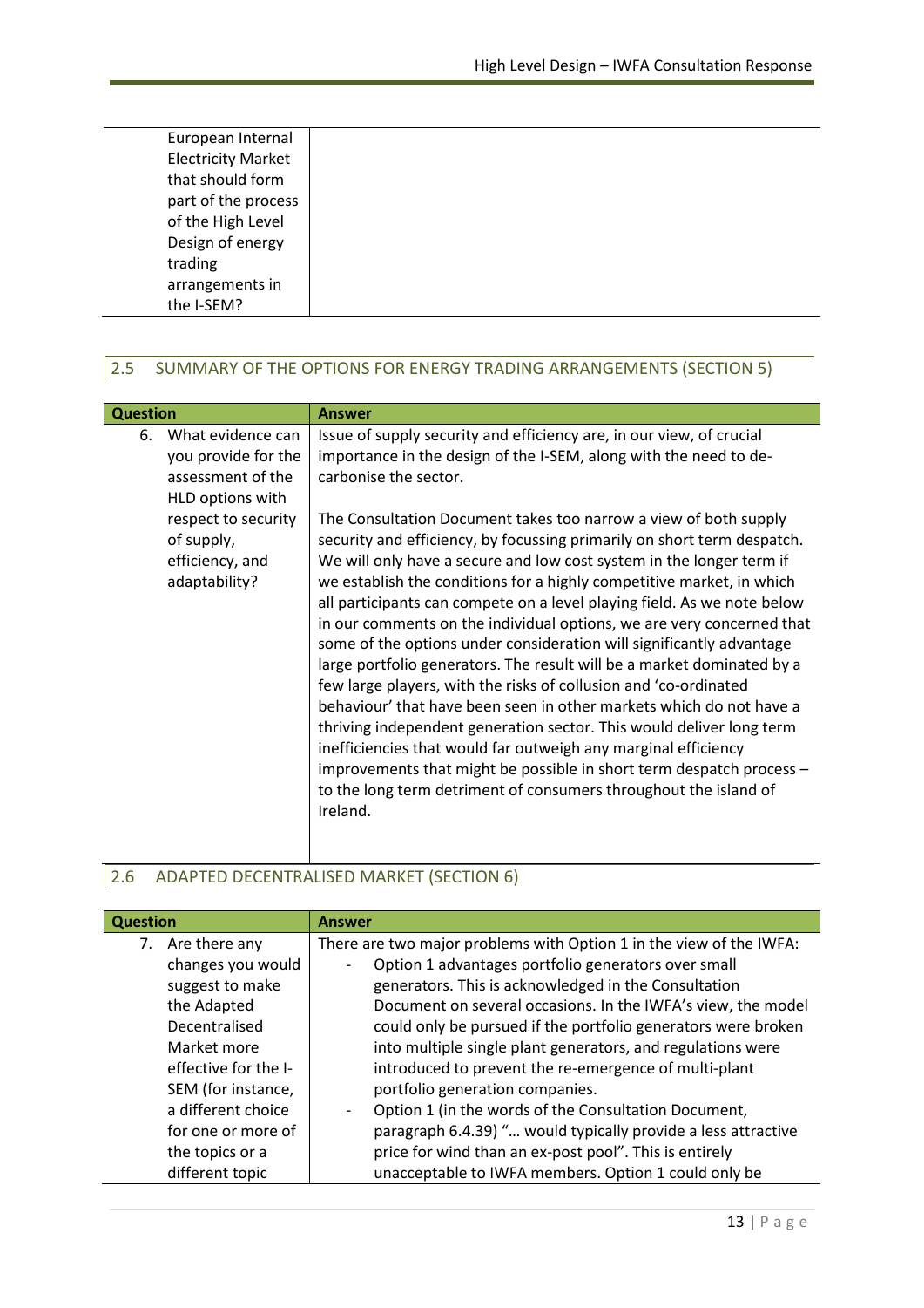| | |
|---|---|
| European Internal Electricity Market that should form part of the process of the High Level Design of energy trading arrangements in the I-SEM? | |

## 2.5 SUMMARY OF THE OPTIONS FOR ENERGY TRADING ARRANGEMENTS (SECTION 5)

| Question | Answer |
|---|---|
| 6. What evidence can you provide for the assessment of the HLD options with respect to security of supply, efficiency, and adaptability? | Issue of supply security and efficiency are, in our view, of crucial importance in the design of the I-SEM, along with the need to de-carbonise the sector.<br><br>The Consultation Document takes too narrow a view of both supply security and efficiency, by focussing primarily on short term despatch. We will only have a secure and low cost system in the longer term if we establish the conditions for a highly competitive market, in which all participants can compete on a level playing field. As we note below in our comments on the individual options, we are very concerned that some of the options under consideration will significantly advantage large portfolio generators. The result will be a market dominated by a few large players, with the risks of collusion and 'co-ordinated behaviour' that have been seen in other markets which do not have a thriving independent generation sector. This would deliver long term inefficiencies that would far outweigh any marginal efficiency improvements that might be possible in short term despatch process – to the long term detriment of consumers throughout the island of Ireland. |

## 2.6 ADAPTED DECENTRALISED MARKET (SECTION 6)

| Question | Answer |
|---|---|
| 7. Are there any changes you would suggest to make the Adapted Decentralised Market more effective for the I-SEM (for instance, a different choice for one or more of the topics or a different topic | There are two major problems with Option 1 in the view of the IWFA:<br>- Option 1 advantages portfolio generators over small generators. This is acknowledged in the Consultation Document on several occasions. In the IWFA's view, the model could only be pursued if the portfolio generators were broken into multiple single plant generators, and regulations were introduced to prevent the re-emergence of multi-plant portfolio generation companies.<br>- Option 1 (in the words of the Consultation Document, paragraph 6.4.39) "… would typically provide a less attractive price for wind than an ex-post pool". This is entirely unacceptable to IWFA members. Option 1 could only be |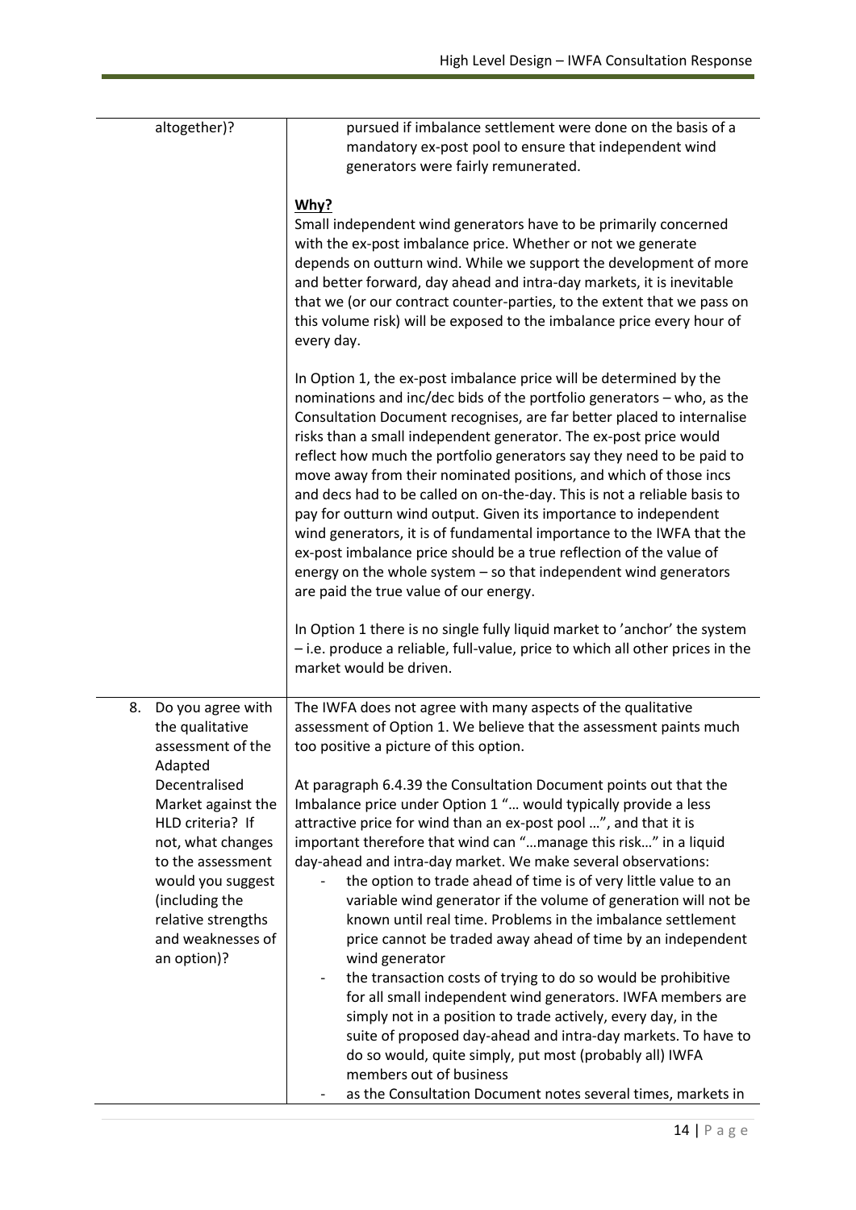| altogether)? | pursued if imbalance settlement were done on the basis of a mandatory ex-post pool to ensure that independent wind generators were fairly remunerated.<br><br>**Why?**<br>Small independent wind generators have to be primarily concerned with the ex-post imbalance price. Whether or not we generate depends on outturn wind. While we support the development of more and better forward, day ahead and intra-day markets, it is inevitable that we (or our contract counter-parties, to the extent that we pass on this volume risk) will be exposed to the imbalance price every hour of every day.<br><br>In Option 1, the ex-post imbalance price will be determined by the nominations and inc/dec bids of the portfolio generators – who, as the Consultation Document recognises, are far better placed to internalise risks than a small independent generator. The ex-post price would reflect how much the portfolio generators say they need to be paid to move away from their nominated positions, and which of those incs and decs had to be called on on-the-day. This is not a reliable basis to pay for outturn wind output. Given its importance to independent wind generators, it is of fundamental importance to the IWFA that the ex-post imbalance price should be a true reflection of the value of energy on the whole system – so that independent wind generators are paid the true value of our energy.<br><br>In Option 1 there is no single fully liquid market to 'anchor' the system – i.e. produce a reliable, full-value, price to which all other prices in the market would be driven. |
|---|---|
| 8. Do you agree with the qualitative assessment of the Adapted Decentralised Market against the HLD criteria? If not, what changes to the assessment would you suggest (including the relative strengths and weaknesses of an option)? | The IWFA does not agree with many aspects of the qualitative assessment of Option 1. We believe that the assessment paints much too positive a picture of this option.<br><br>At paragraph 6.4.39 the Consultation Document points out that the Imbalance price under Option 1 "… would typically provide a less attractive price for wind than an ex-post pool …", and that it is important therefore that wind can "…manage this risk…" in a liquid day-ahead and intra-day market. We make several observations:<br>- the option to trade ahead of time is of very little value to an variable wind generator if the volume of generation will not be known until real time. Problems in the imbalance settlement price cannot be traded away ahead of time by an independent wind generator<br>- the transaction costs of trying to do so would be prohibitive for all small independent wind generators. IWFA members are simply not in a position to trade actively, every day, in the suite of proposed day-ahead and intra-day markets. To have to do so would, quite simply, put most (probably all) IWFA members out of business<br>- as the Consultation Document notes several times, markets in |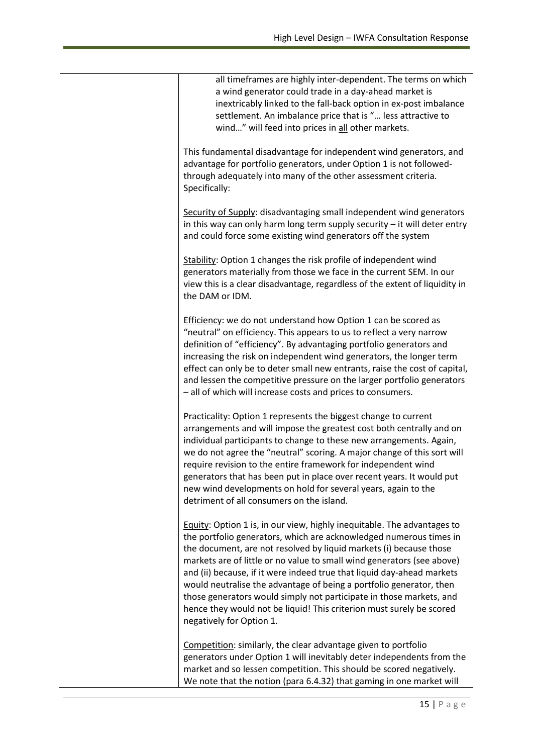| | all timeframes are highly inter-dependent. The terms on which a wind generator could trade in a day-ahead market is inextricably linked to the fall-back option in ex-post imbalance settlement. An imbalance price that is "… less attractive to wind…" will feed into prices in <u>all</u> other markets.<br><br>This fundamental disadvantage for independent wind generators, and advantage for portfolio generators, under Option 1 is not followed-through adequately into many of the other assessment criteria. Specifically:<br><br><u>Security of Supply</u>: disadvantaging small independent wind generators in this way can only harm long term supply security – it will deter entry and could force some existing wind generators off the system<br><br><u>Stability</u>: Option 1 changes the risk profile of independent wind generators materially from those we face in the current SEM. In our view this is a clear disadvantage, regardless of the extent of liquidity in the DAM or IDM.<br><br><u>Efficiency</u>: we do not understand how Option 1 can be scored as "neutral" on efficiency. This appears to us to reflect a very narrow definition of "efficiency". By advantaging portfolio generators and increasing the risk on independent wind generators, the longer term effect can only be to deter small new entrants, raise the cost of capital, and lessen the competitive pressure on the larger portfolio generators – all of which will increase costs and prices to consumers.<br><br><u>Practicality</u>: Option 1 represents the biggest change to current arrangements and will impose the greatest cost both centrally and on individual participants to change to these new arrangements. Again, we do not agree the "neutral" scoring. A major change of this sort will require revision to the entire framework for independent wind generators that has been put in place over recent years. It would put new wind developments on hold for several years, again to the detriment of all consumers on the island.<br><br><u>Equity</u>: Option 1 is, in our view, highly inequitable. The advantages to the portfolio generators, which are acknowledged numerous times in the document, are not resolved by liquid markets (i) because those markets are of little or no value to small wind generators (see above) and (ii) because, if it were indeed true that liquid day-ahead markets would neutralise the advantage of being a portfolio generator, then those generators would simply not participate in those markets, and hence they would not be liquid! This criterion must surely be scored negatively for Option 1.<br><br><u>Competition</u>: similarly, the clear advantage given to portfolio generators under Option 1 will inevitably deter independents from the market and so lessen competition. This should be scored negatively. We note that the notion (para 6.4.32) that gaming in one market will |
|---|---|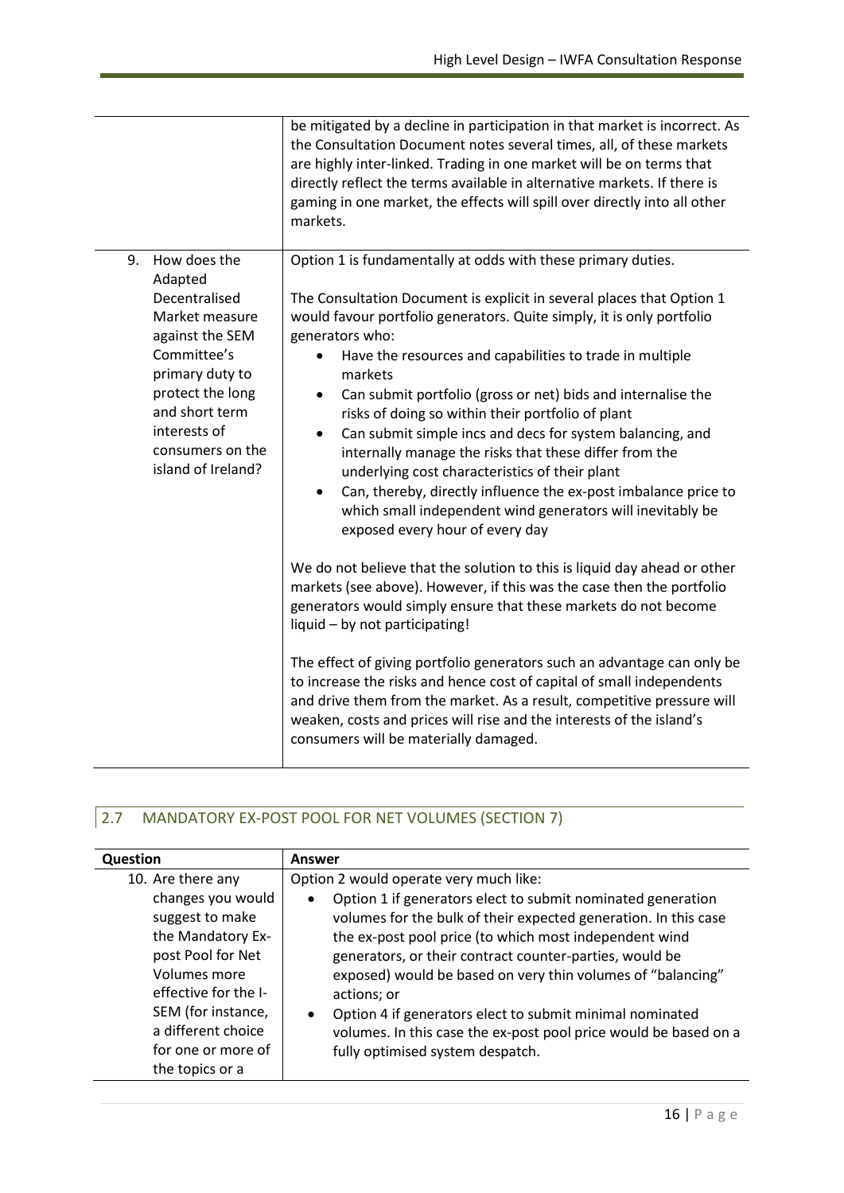| | |
|---|---|
| | be mitigated by a decline in participation in that market is incorrect. As the Consultation Document notes several times, all, of these markets are highly inter-linked. Trading in one market will be on terms that directly reflect the terms available in alternative markets. If there is gaming in one market, the effects will spill over directly into all other markets. |
| 9. How does the Adapted Decentralised Market measure against the SEM Committee's primary duty to protect the long and short term interests of consumers on the island of Ireland? | Option 1 is fundamentally at odds with these primary duties.<br><br>The Consultation Document is explicit in several places that Option 1 would favour portfolio generators. Quite simply, it is only portfolio generators who:<br>• Have the resources and capabilities to trade in multiple markets<br>• Can submit portfolio (gross or net) bids and internalise the risks of doing so within their portfolio of plant<br>• Can submit simple incs and decs for system balancing, and internally manage the risks that these differ from the underlying cost characteristics of their plant<br>• Can, thereby, directly influence the ex-post imbalance price to which small independent wind generators will inevitably be exposed every hour of every day<br><br>We do not believe that the solution to this is liquid day ahead or other markets (see above). However, if this was the case then the portfolio generators would simply ensure that these markets do not become liquid – by not participating!<br><br>The effect of giving portfolio generators such an advantage can only be to increase the risks and hence cost of capital of small independents and drive them from the market. As a result, competitive pressure will weaken, costs and prices will rise and the interests of the island's consumers will be materially damaged. |

## 2.7 MANDATORY EX-POST POOL FOR NET VOLUMES (SECTION 7)

| Question | Answer |
|---|---|
| 10. Are there any changes you would suggest to make the Mandatory Ex-post Pool for Net Volumes more effective for the I-SEM (for instance, a different choice for one or more of the topics or a | Option 2 would operate very much like:<br>• Option 1 if generators elect to submit nominated generation volumes for the bulk of their expected generation. In this case the ex-post pool price (to which most independent wind generators, or their contract counter-parties, would be exposed) would be based on very thin volumes of "balancing" actions; or<br>• Option 4 if generators elect to submit minimal nominated volumes. In this case the ex-post pool price would be based on a fully optimised system despatch. |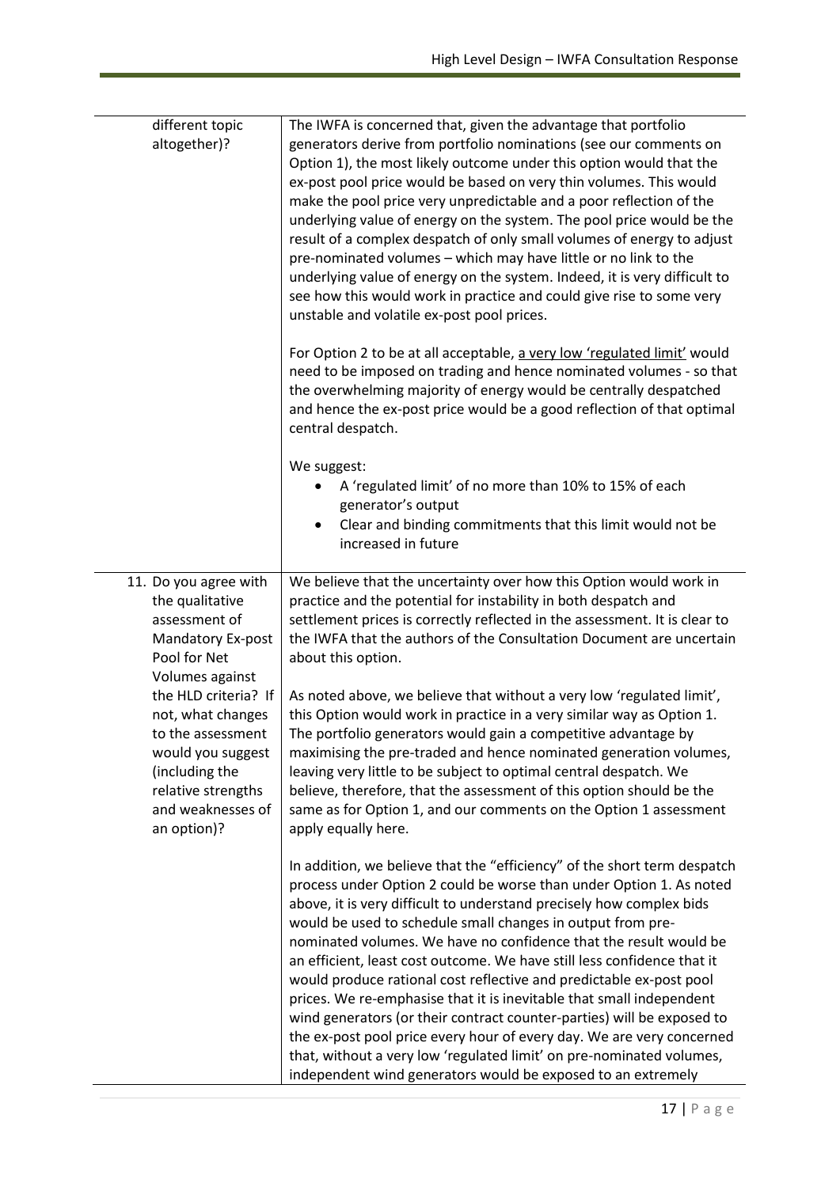| different topic altogether)? | The IWFA is concerned that, given the advantage that portfolio generators derive from portfolio nominations (see our comments on Option 1), the most likely outcome under this option would that the ex-post pool price would be based on very thin volumes. This would make the pool price very unpredictable and a poor reflection of the underlying value of energy on the system. The pool price would be the result of a complex despatch of only small volumes of energy to adjust pre-nominated volumes – which may have little or no link to the underlying value of energy on the system. Indeed, it is very difficult to see how this would work in practice and could give rise to some very unstable and volatile ex-post pool prices.<br><br>For Option 2 to be at all acceptable, a very low 'regulated limit' would need to be imposed on trading and hence nominated volumes - so that the overwhelming majority of energy would be centrally despatched and hence the ex-post price would be a good reflection of that optimal central despatch.<br><br>We suggest:<br>• A 'regulated limit' of no more than 10% to 15% of each generator's output<br>• Clear and binding commitments that this limit would not be increased in future |
|---|---|
| 11. Do you agree with the qualitative assessment of Mandatory Ex-post Pool for Net Volumes against the HLD criteria? If not, what changes to the assessment would you suggest (including the relative strengths and weaknesses of an option)? | We believe that the uncertainty over how this Option would work in practice and the potential for instability in both despatch and settlement prices is correctly reflected in the assessment. It is clear to the IWFA that the authors of the Consultation Document are uncertain about this option.<br><br>As noted above, we believe that without a very low 'regulated limit', this Option would work in practice in a very similar way as Option 1. The portfolio generators would gain a competitive advantage by maximising the pre-traded and hence nominated generation volumes, leaving very little to be subject to optimal central despatch. We believe, therefore, that the assessment of this option should be the same as for Option 1, and our comments on the Option 1 assessment apply equally here.<br><br>In addition, we believe that the "efficiency" of the short term despatch process under Option 2 could be worse than under Option 1. As noted above, it is very difficult to understand precisely how complex bids would be used to schedule small changes in output from pre-nominated volumes. We have no confidence that the result would be an efficient, least cost outcome. We have still less confidence that it would produce rational cost reflective and predictable ex-post pool prices. We re-emphasise that it is inevitable that small independent wind generators (or their contract counter-parties) will be exposed to the ex-post pool price every hour of every day. We are very concerned that, without a very low 'regulated limit' on pre-nominated volumes, independent wind generators would be exposed to an extremely |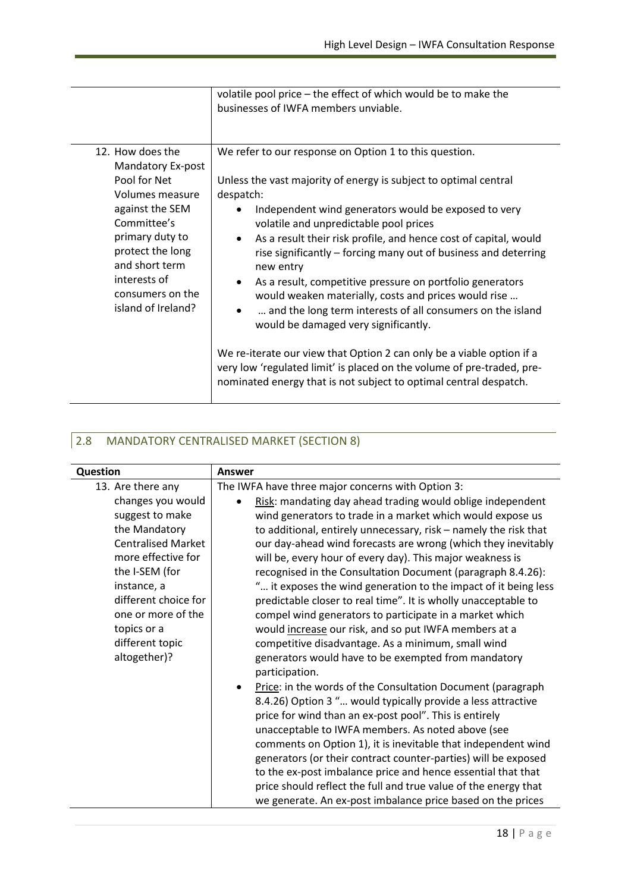| | |
|---|---|
| | volatile pool price – the effect of which would be to make the businesses of IWFA members unviable. |
| 12. How does the Mandatory Ex-post Pool for Net Volumes measure against the SEM Committee's primary duty to protect the long and short term interests of consumers on the island of Ireland? | We refer to our response on Option 1 to this question.<br><br>Unless the vast majority of energy is subject to optimal central despatch:<br>• Independent wind generators would be exposed to very volatile and unpredictable pool prices<br>• As a result their risk profile, and hence cost of capital, would rise significantly – forcing many out of business and deterring new entry<br>• As a result, competitive pressure on portfolio generators would weaken materially, costs and prices would rise …<br>• … and the long term interests of all consumers on the island would be damaged very significantly.<br><br>We re-iterate our view that Option 2 can only be a viable option if a very low 'regulated limit' is placed on the volume of pre-traded, pre-nominated energy that is not subject to optimal central despatch. |

## 2.8 MANDATORY CENTRALISED MARKET (SECTION 8)

| Question | Answer |
|---|---|
| 13. Are there any changes you would suggest to make the Mandatory Centralised Market more effective for the I-SEM (for instance, a different choice for one or more of the topics or a different topic altogether)? | The IWFA have three major concerns with Option 3:<br>• Risk: mandating day ahead trading would oblige independent wind generators to trade in a market which would expose us to additional, entirely unnecessary, risk – namely the risk that our day-ahead wind forecasts are wrong (which they inevitably will be, every hour of every day). This major weakness is recognised in the Consultation Document (paragraph 8.4.26): "… it exposes the wind generation to the impact of it being less predictable closer to real time". It is wholly unacceptable to compel wind generators to participate in a market which would increase our risk, and so put IWFA members at a competitive disadvantage. As a minimum, small wind generators would have to be exempted from mandatory participation.<br>• Price: in the words of the Consultation Document (paragraph 8.4.26) Option 3 "… would typically provide a less attractive price for wind than an ex-post pool". This is entirely unacceptable to IWFA members. As noted above (see comments on Option 1), it is inevitable that independent wind generators (or their contract counter-parties) will be exposed to the ex-post imbalance price and hence essential that that price should reflect the full and true value of the energy that we generate. An ex-post imbalance price based on the prices |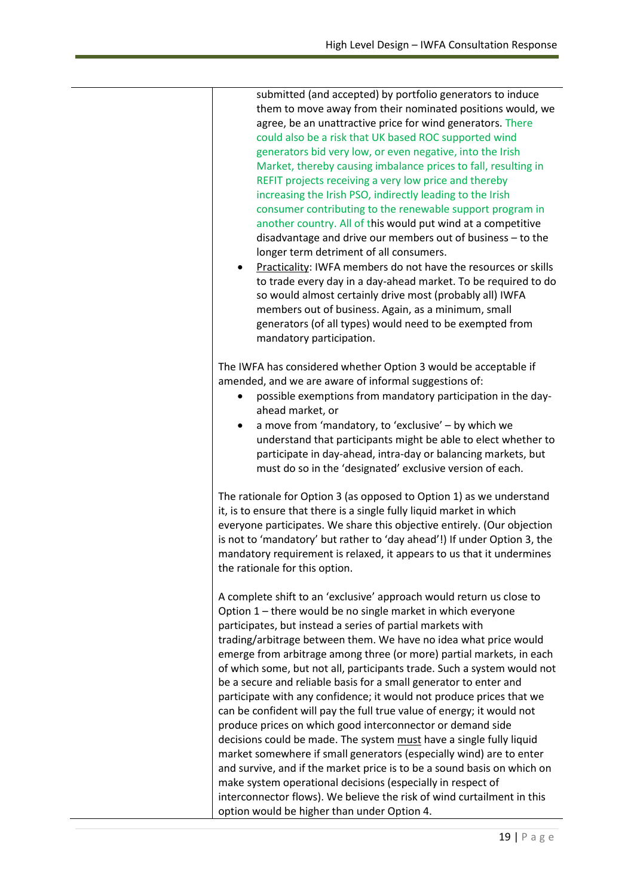| | submitted (and accepted) by portfolio generators to induce them to move away from their nominated positions would, we agree, be an unattractive price for wind generators. There could also be a risk that UK based ROC supported wind generators bid very low, or even negative, into the Irish Market, thereby causing imbalance prices to fall, resulting in REFIT projects receiving a very low price and thereby increasing the Irish PSO, indirectly leading to the Irish consumer contributing to the renewable support program in another country. All of this would put wind at a competitive disadvantage and drive our members out of business – to the longer term detriment of all consumers.<br>• Practicality: IWFA members do not have the resources or skills to trade every day in a day-ahead market. To be required to do so would almost certainly drive most (probably all) IWFA members out of business. Again, as a minimum, small generators (of all types) would need to be exempted from mandatory participation.<br><br>The IWFA has considered whether Option 3 would be acceptable if amended, and we are aware of informal suggestions of:<br>• possible exemptions from mandatory participation in the day-ahead market, or<br>• a move from 'mandatory, to 'exclusive' – by which we understand that participants might be able to elect whether to participate in day-ahead, intra-day or balancing markets, but must do so in the 'designated' exclusive version of each.<br><br>The rationale for Option 3 (as opposed to Option 1) as we understand it, is to ensure that there is a single fully liquid market in which everyone participates. We share this objective entirely. (Our objection is not to 'mandatory' but rather to 'day ahead'!) If under Option 3, the mandatory requirement is relaxed, it appears to us that it undermines the rationale for this option.<br><br>A complete shift to an 'exclusive' approach would return us close to Option 1 – there would be no single market in which everyone participates, but instead a series of partial markets with trading/arbitrage between them. We have no idea what price would emerge from arbitrage among three (or more) partial markets, in each of which some, but not all, participants trade. Such a system would not be a secure and reliable basis for a small generator to enter and participate with any confidence; it would not produce prices that we can be confident will pay the full true value of energy; it would not produce prices on which good interconnector or demand side decisions could be made. The system must have a single fully liquid market somewhere if small generators (especially wind) are to enter and survive, and if the market price is to be a sound basis on which on make system operational decisions (especially in respect of interconnector flows). We believe the risk of wind curtailment in this option would be higher than under Option 4. |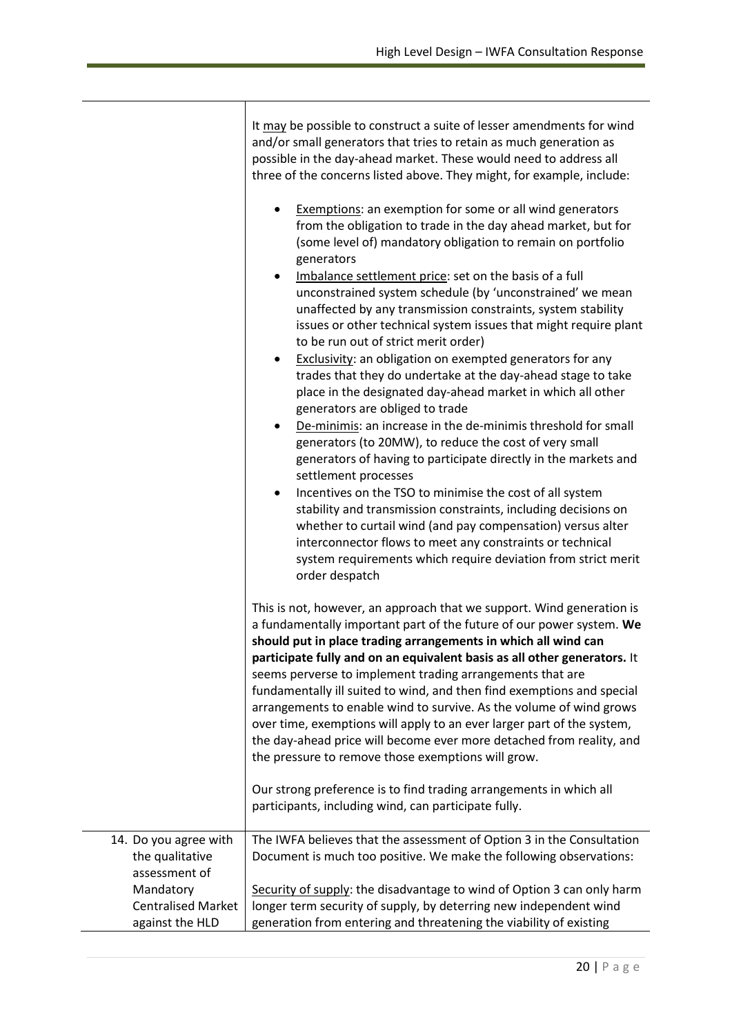| | |
|---|---|
| | It <u>may</u> be possible to construct a suite of lesser amendments for wind and/or small generators that tries to retain as much generation as possible in the day-ahead market. These would need to address all three of the concerns listed above. They might, for example, include:<br><br>• <u>Exemptions</u>: an exemption for some or all wind generators from the obligation to trade in the day ahead market, but for (some level of) mandatory obligation to remain on portfolio generators<br>• <u>Imbalance settlement price</u>: set on the basis of a full unconstrained system schedule (by 'unconstrained' we mean unaffected by any transmission constraints, system stability issues or other technical system issues that might require plant to be run out of strict merit order)<br>• <u>Exclusivity</u>: an obligation on exempted generators for any trades that they do undertake at the day-ahead stage to take place in the designated day-ahead market in which all other generators are obliged to trade<br>• <u>De-minimis</u>: an increase in the de-minimis threshold for small generators (to 20MW), to reduce the cost of very small generators of having to participate directly in the markets and settlement processes<br>• Incentives on the TSO to minimise the cost of all system stability and transmission constraints, including decisions on whether to curtail wind (and pay compensation) versus alter interconnector flows to meet any constraints or technical system requirements which require deviation from strict merit order despatch<br><br>This is not, however, an approach that we support. Wind generation is a fundamentally important part of the future of our power system. **We should put in place trading arrangements in which all wind can participate fully and on an equivalent basis as all other generators.** It seems perverse to implement trading arrangements that are fundamentally ill suited to wind, and then find exemptions and special arrangements to enable wind to survive. As the volume of wind grows over time, exemptions will apply to an ever larger part of the system, the day-ahead price will become ever more detached from reality, and the pressure to remove those exemptions will grow.<br><br>Our strong preference is to find trading arrangements in which all participants, including wind, can participate fully. |
| 14. Do you agree with the qualitative assessment of Mandatory Centralised Market against the HLD | The IWFA believes that the assessment of Option 3 in the Consultation Document is much too positive. We make the following observations:<br><br><u>Security of supply</u>: the disadvantage to wind of Option 3 can only harm longer term security of supply, by deterring new independent wind generation from entering and threatening the viability of existing |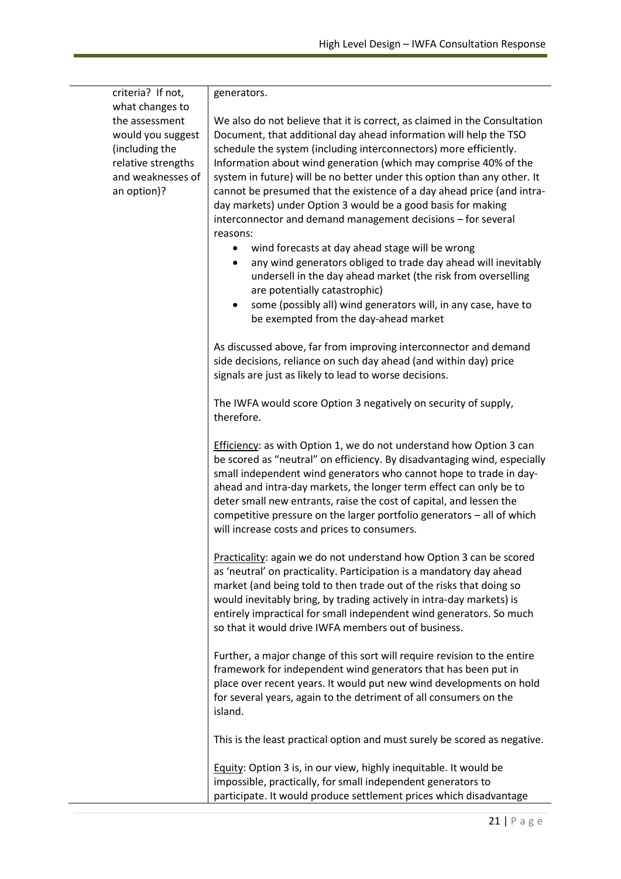| | |
|---|---|
| criteria? If not, what changes to the assessment would you suggest (including the relative strengths and weaknesses of an option)? | generators.<br><br>We also do not believe that it is correct, as claimed in the Consultation Document, that additional day ahead information will help the TSO schedule the system (including interconnectors) more efficiently. Information about wind generation (which may comprise 40% of the system in future) will be no better under this option than any other. It cannot be presumed that the existence of a day ahead price (and intra-day markets) under Option 3 would be a good basis for making interconnector and demand management decisions – for several reasons:<br>• wind forecasts at day ahead stage will be wrong<br>• any wind generators obliged to trade day ahead will inevitably undersell in the day ahead market (the risk from overselling are potentially catastrophic)<br>• some (possibly all) wind generators will, in any case, have to be exempted from the day-ahead market<br><br>As discussed above, far from improving interconnector and demand side decisions, reliance on such day ahead (and within day) price signals are just as likely to lead to worse decisions.<br><br>The IWFA would score Option 3 negatively on security of supply, therefore.<br><br><u>Efficiency</u>: as with Option 1, we do not understand how Option 3 can be scored as "neutral" on efficiency. By disadvantaging wind, especially small independent wind generators who cannot hope to trade in day-ahead and intra-day markets, the longer term effect can only be to deter small new entrants, raise the cost of capital, and lessen the competitive pressure on the larger portfolio generators – all of which will increase costs and prices to consumers.<br><br><u>Practicality</u>: again we do not understand how Option 3 can be scored as 'neutral' on practicality. Participation is a mandatory day ahead market (and being told to then trade out of the risks that doing so would inevitably bring, by trading actively in intra-day markets) is entirely impractical for small independent wind generators. So much so that it would drive IWFA members out of business.<br><br>Further, a major change of this sort will require revision to the entire framework for independent wind generators that has been put in place over recent years. It would put new wind developments on hold for several years, again to the detriment of all consumers on the island.<br><br>This is the least practical option and must surely be scored as negative.<br><br><u>Equity</u>: Option 3 is, in our view, highly inequitable. It would be impossible, practically, for small independent generators to participate. It would produce settlement prices which disadvantage |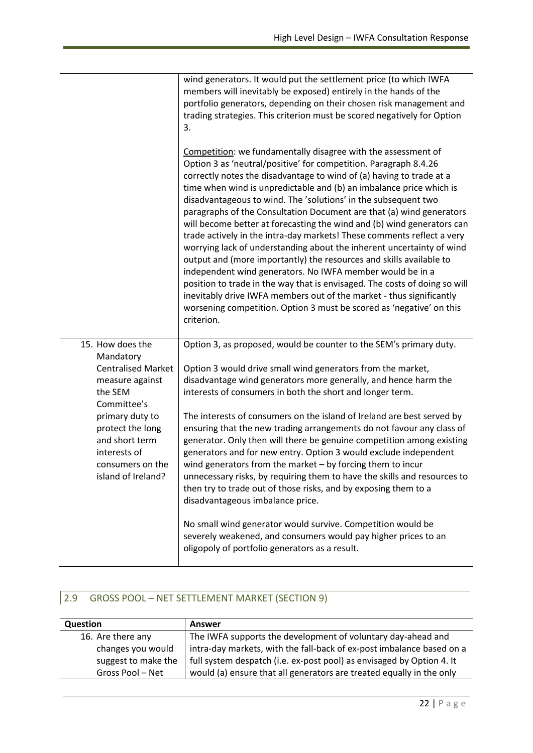| | |
|---|---|
| | wind generators. It would put the settlement price (to which IWFA members will inevitably be exposed) entirely in the hands of the portfolio generators, depending on their chosen risk management and trading strategies. This criterion must be scored negatively for Option 3.<br><br>Competition: we fundamentally disagree with the assessment of Option 3 as 'neutral/positive' for competition. Paragraph 8.4.26 correctly notes the disadvantage to wind of (a) having to trade at a time when wind is unpredictable and (b) an imbalance price which is disadvantageous to wind. The 'solutions' in the subsequent two paragraphs of the Consultation Document are that (a) wind generators will become better at forecasting the wind and (b) wind generators can trade actively in the intra-day markets! These comments reflect a very worrying lack of understanding about the inherent uncertainty of wind output and (more importantly) the resources and skills available to independent wind generators. No IWFA member would be in a position to trade in the way that is envisaged. The costs of doing so will inevitably drive IWFA members out of the market - thus significantly worsening competition. Option 3 must be scored as 'negative' on this criterion. |
| 15. How does the Mandatory Centralised Market measure against the SEM Committee's primary duty to protect the long and short term interests of consumers on the island of Ireland? | Option 3, as proposed, would be counter to the SEM's primary duty.<br><br>Option 3 would drive small wind generators from the market, disadvantage wind generators more generally, and hence harm the interests of consumers in both the short and longer term.<br><br>The interests of consumers on the island of Ireland are best served by ensuring that the new trading arrangements do not favour any class of generator. Only then will there be genuine competition among existing generators and for new entry. Option 3 would exclude independent wind generators from the market – by forcing them to incur unnecessary risks, by requiring them to have the skills and resources to then try to trade out of those risks, and by exposing them to a disadvantageous imbalance price.<br><br>No small wind generator would survive. Competition would be severely weakened, and consumers would pay higher prices to an oligopoly of portfolio generators as a result. |

## 2.9 GROSS POOL – NET SETTLEMENT MARKET (SECTION 9)

| Question | Answer |
|---|---|
| 16. Are there any changes you would suggest to make the Gross Pool – Net | The IWFA supports the development of voluntary day-ahead and intra-day markets, with the fall-back of ex-post imbalance based on a full system despatch (i.e. ex-post pool) as envisaged by Option 4. It would (a) ensure that all generators are treated equally in the only |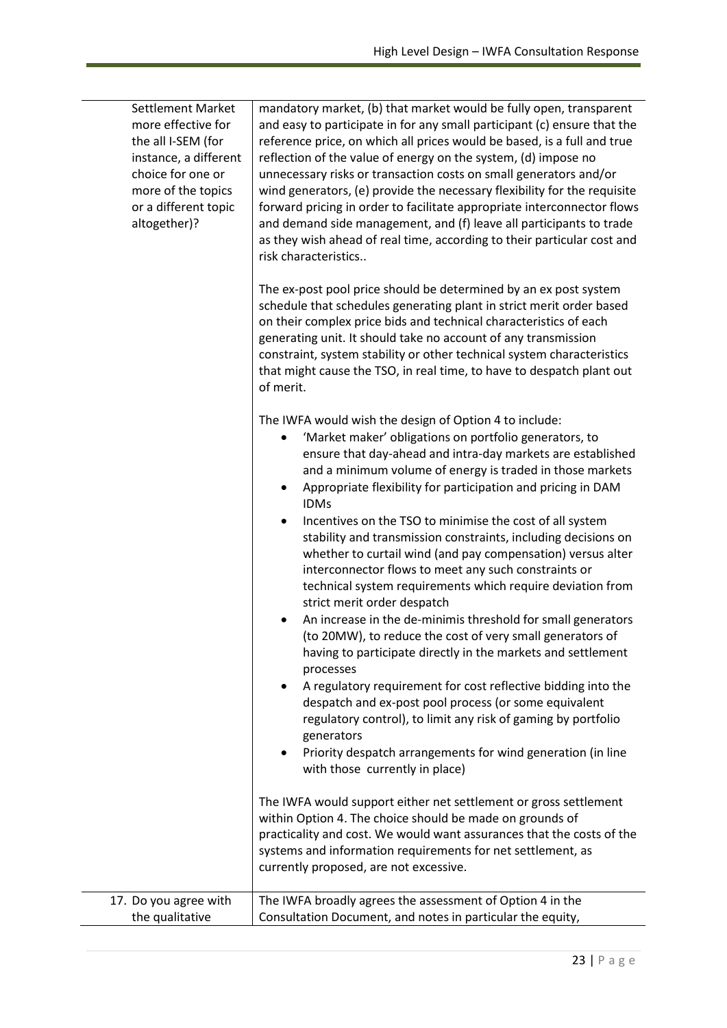| | |
|---|---|
| Settlement Market more effective for the all I-SEM (for instance, a different choice for one or more of the topics or a different topic altogether)? | mandatory market, (b) that market would be fully open, transparent and easy to participate in for any small participant (c) ensure that the reference price, on which all prices would be based, is a full and true reflection of the value of energy on the system, (d) impose no unnecessary risks or transaction costs on small generators and/or wind generators, (e) provide the necessary flexibility for the requisite forward pricing in order to facilitate appropriate interconnector flows and demand side management, and (f) leave all participants to trade as they wish ahead of real time, according to their particular cost and risk characteristics..<br><br>The ex-post pool price should be determined by an ex post system schedule that schedules generating plant in strict merit order based on their complex price bids and technical characteristics of each generating unit. It should take no account of any transmission constraint, system stability or other technical system characteristics that might cause the TSO, in real time, to have to despatch plant out of merit.<br><br>The IWFA would wish the design of Option 4 to include:<br>• 'Market maker' obligations on portfolio generators, to ensure that day-ahead and intra-day markets are established and a minimum volume of energy is traded in those markets<br>• Appropriate flexibility for participation and pricing in DAM IDMs<br>• Incentives on the TSO to minimise the cost of all system stability and transmission constraints, including decisions on whether to curtail wind (and pay compensation) versus alter interconnector flows to meet any such constraints or technical system requirements which require deviation from strict merit order despatch<br>• An increase in the de-minimis threshold for small generators (to 20MW), to reduce the cost of very small generators of having to participate directly in the markets and settlement processes<br>• A regulatory requirement for cost reflective bidding into the despatch and ex-post pool process (or some equivalent regulatory control), to limit any risk of gaming by portfolio generators<br>• Priority despatch arrangements for wind generation (in line with those currently in place)<br><br>The IWFA would support either net settlement or gross settlement within Option 4. The choice should be made on grounds of practicality and cost. We would want assurances that the costs of the systems and information requirements for net settlement, as currently proposed, are not excessive. |
| 17. Do you agree with the qualitative | The IWFA broadly agrees the assessment of Option 4 in the Consultation Document, and notes in particular the equity, |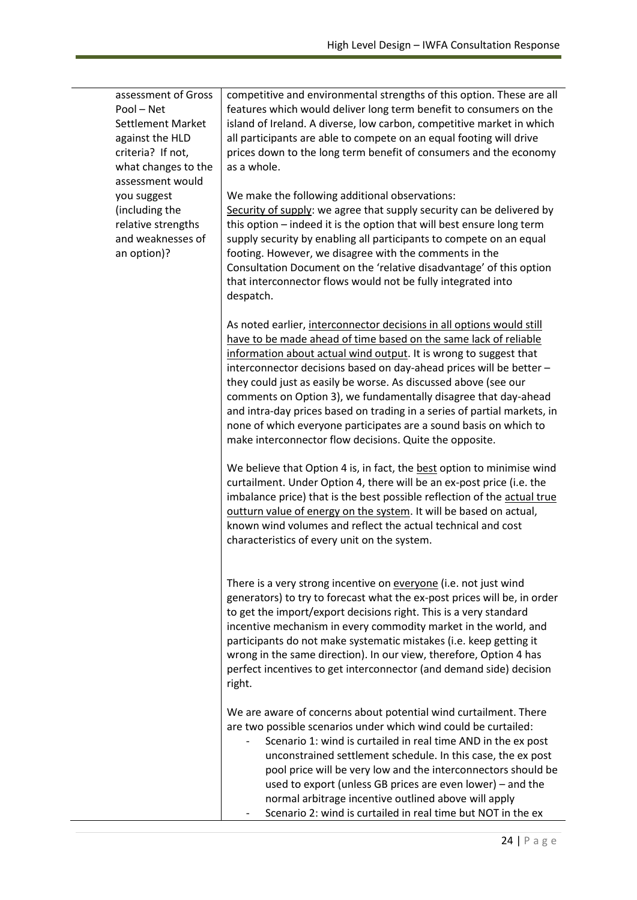| | |
|---|---|
| assessment of Gross Pool – Net Settlement Market against the HLD criteria? If not, what changes to the assessment would you suggest (including the relative strengths and weaknesses of an option)? | competitive and environmental strengths of this option. These are all features which would deliver long term benefit to consumers on the island of Ireland. A diverse, low carbon, competitive market in which all participants are able to compete on an equal footing will drive prices down to the long term benefit of consumers and the economy as a whole.<br><br>We make the following additional observations:<br><u>Security of supply</u>: we agree that supply security can be delivered by this option – indeed it is the option that will best ensure long term supply security by enabling all participants to compete on an equal footing. However, we disagree with the comments in the Consultation Document on the 'relative disadvantage' of this option that interconnector flows would not be fully integrated into despatch.<br><br>As noted earlier, <u>interconnector decisions in all options would still have to be made ahead of time based on the same lack of reliable information about actual wind output</u>. It is wrong to suggest that interconnector decisions based on day-ahead prices will be better – they could just as easily be worse. As discussed above (see our comments on Option 3), we fundamentally disagree that day-ahead and intra-day prices based on trading in a series of partial markets, in none of which everyone participates are a sound basis on which to make interconnector flow decisions. Quite the opposite.<br><br>We believe that Option 4 is, in fact, the <u>best</u> option to minimise wind curtailment. Under Option 4, there will be an ex-post price (i.e. the imbalance price) that is the best possible reflection of the <u>actual true outturn value of energy on the system</u>. It will be based on actual, known wind volumes and reflect the actual technical and cost characteristics of every unit on the system.<br><br>There is a very strong incentive on <u>everyone</u> (i.e. not just wind generators) to try to forecast what the ex-post prices will be, in order to get the import/export decisions right. This is a very standard incentive mechanism in every commodity market in the world, and participants do not make systematic mistakes (i.e. keep getting it wrong in the same direction). In our view, therefore, Option 4 has perfect incentives to get interconnector (and demand side) decision right.<br><br>We are aware of concerns about potential wind curtailment. There are two possible scenarios under which wind could be curtailed:<br>- Scenario 1: wind is curtailed in real time AND in the ex post unconstrained settlement schedule. In this case, the ex post pool price will be very low and the interconnectors should be used to export (unless GB prices are even lower) – and the normal arbitrage incentive outlined above will apply<br>- Scenario 2: wind is curtailed in real time but NOT in the ex |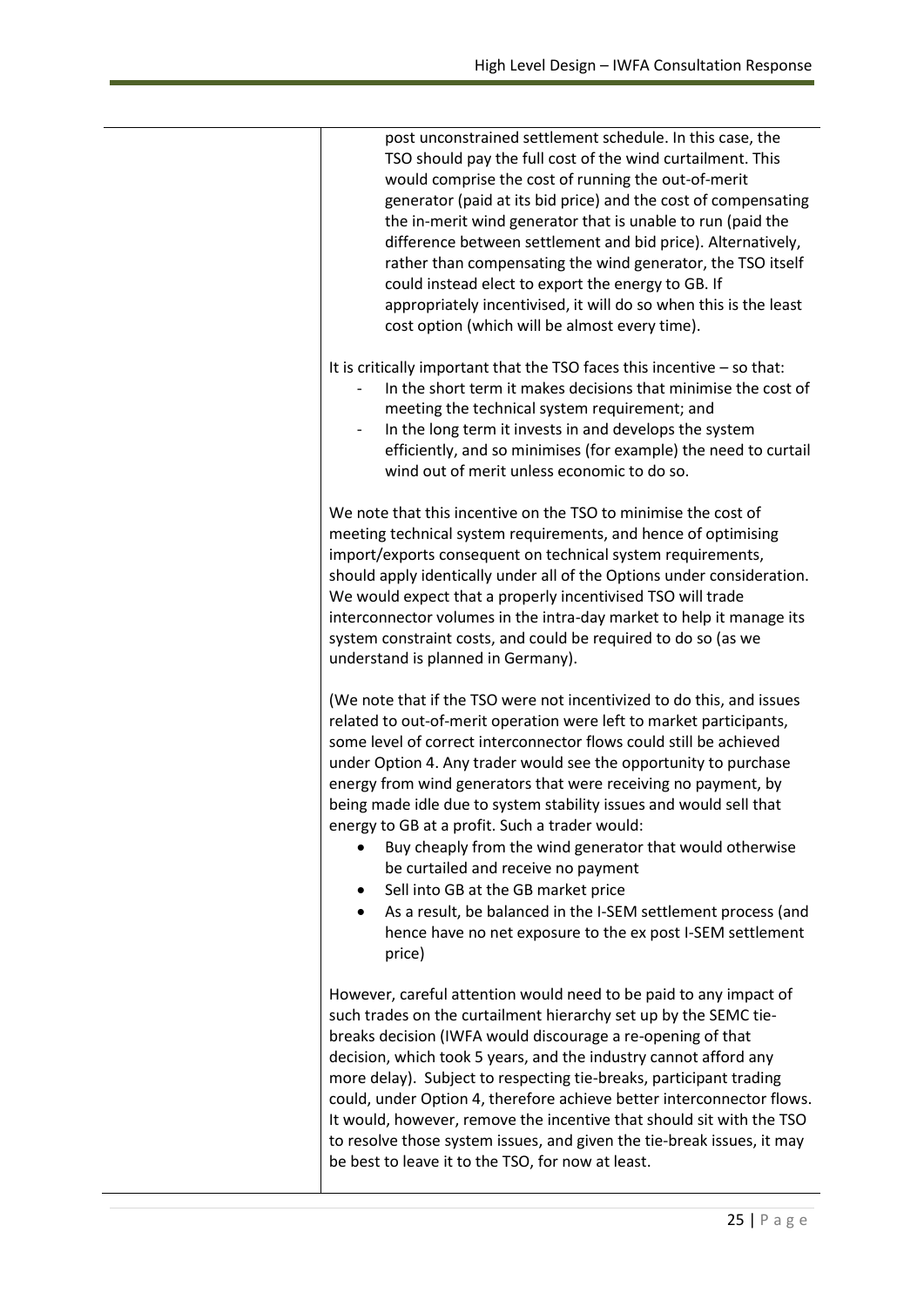| | |
|---|---|
| | post unconstrained settlement schedule. In this case, the TSO should pay the full cost of the wind curtailment. This would comprise the cost of running the out-of-merit generator (paid at its bid price) and the cost of compensating the in-merit wind generator that is unable to run (paid the difference between settlement and bid price). Alternatively, rather than compensating the wind generator, the TSO itself could instead elect to export the energy to GB. If appropriately incentivised, it will do so when this is the least cost option (which will be almost every time).<br><br>It is critically important that the TSO faces this incentive – so that:<br>- In the short term it makes decisions that minimise the cost of meeting the technical system requirement; and<br>- In the long term it invests in and develops the system efficiently, and so minimises (for example) the need to curtail wind out of merit unless economic to do so.<br><br>We note that this incentive on the TSO to minimise the cost of meeting technical system requirements, and hence of optimising import/exports consequent on technical system requirements, should apply identically under all of the Options under consideration. We would expect that a properly incentivised TSO will trade interconnector volumes in the intra-day market to help it manage its system constraint costs, and could be required to do so (as we understand is planned in Germany).<br><br>(We note that if the TSO were not incentivized to do this, and issues related to out-of-merit operation were left to market participants, some level of correct interconnector flows could still be achieved under Option 4. Any trader would see the opportunity to purchase energy from wind generators that were receiving no payment, by being made idle due to system stability issues and would sell that energy to GB at a profit. Such a trader would:<br>• Buy cheaply from the wind generator that would otherwise be curtailed and receive no payment<br>• Sell into GB at the GB market price<br>• As a result, be balanced in the I-SEM settlement process (and hence have no net exposure to the ex post I-SEM settlement price)<br><br>However, careful attention would need to be paid to any impact of such trades on the curtailment hierarchy set up by the SEMC tie-breaks decision (IWFA would discourage a re-opening of that decision, which took 5 years, and the industry cannot afford any more delay). Subject to respecting tie-breaks, participant trading could, under Option 4, therefore achieve better interconnector flows. It would, however, remove the incentive that should sit with the TSO to resolve those system issues, and given the tie-break issues, it may be best to leave it to the TSO, for now at least. |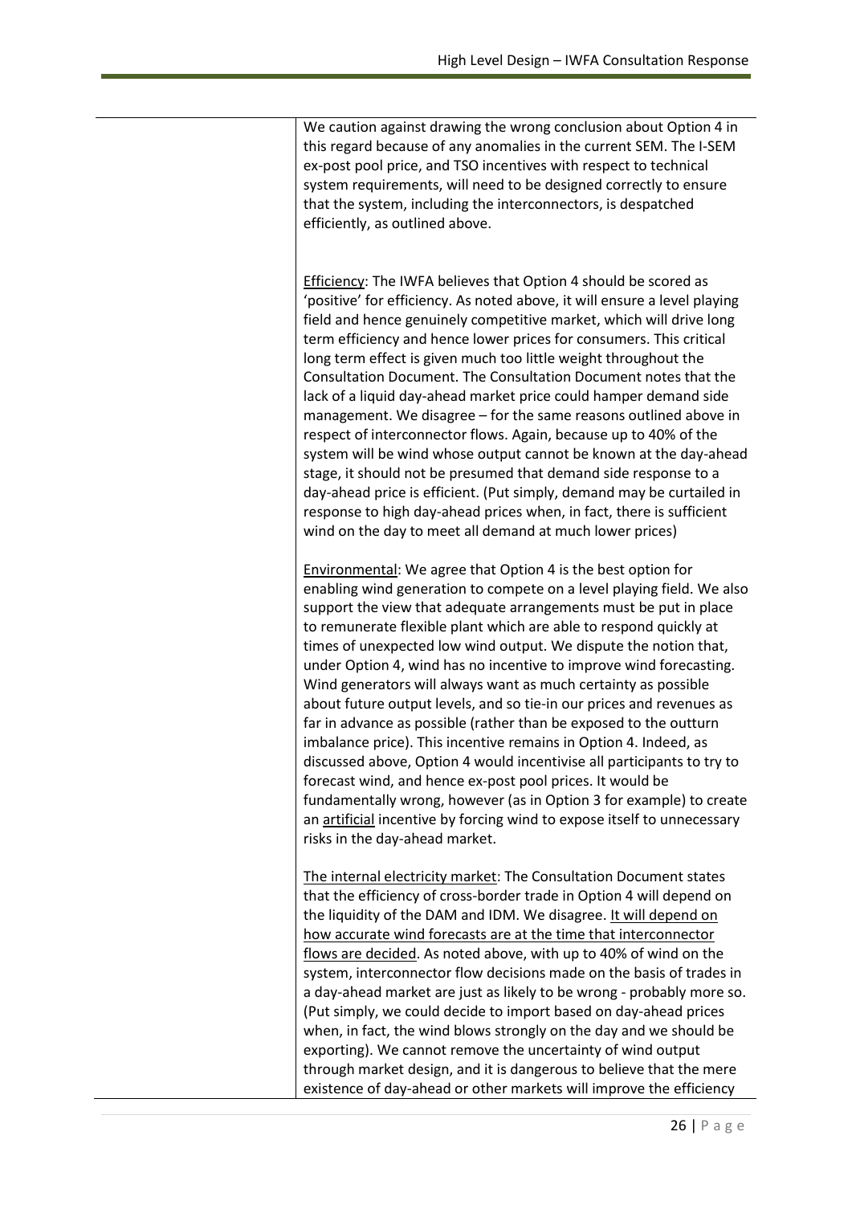We caution against drawing the wrong conclusion about Option 4 in this regard because of any anomalies in the current SEM. The I-SEM ex-post pool price, and TSO incentives with respect to technical system requirements, will need to be designed correctly to ensure that the system, including the interconnectors, is despatched efficiently, as outlined above.

Efficiency: The IWFA believes that Option 4 should be scored as 'positive' for efficiency. As noted above, it will ensure a level playing field and hence genuinely competitive market, which will drive long term efficiency and hence lower prices for consumers. This critical long term effect is given much too little weight throughout the Consultation Document. The Consultation Document notes that the lack of a liquid day-ahead market price could hamper demand side management. We disagree – for the same reasons outlined above in respect of interconnector flows. Again, because up to 40% of the system will be wind whose output cannot be known at the day-ahead stage, it should not be presumed that demand side response to a day-ahead price is efficient. (Put simply, demand may be curtailed in response to high day-ahead prices when, in fact, there is sufficient wind on the day to meet all demand at much lower prices)

Environmental: We agree that Option 4 is the best option for enabling wind generation to compete on a level playing field. We also support the view that adequate arrangements must be put in place to remunerate flexible plant which are able to respond quickly at times of unexpected low wind output. We dispute the notion that, under Option 4, wind has no incentive to improve wind forecasting. Wind generators will always want as much certainty as possible about future output levels, and so tie-in our prices and revenues as far in advance as possible (rather than be exposed to the outturn imbalance price). This incentive remains in Option 4. Indeed, as discussed above, Option 4 would incentivise all participants to try to forecast wind, and hence ex-post pool prices. It would be fundamentally wrong, however (as in Option 3 for example) to create an artificial incentive by forcing wind to expose itself to unnecessary risks in the day-ahead market.

The internal electricity market: The Consultation Document states that the efficiency of cross-border trade in Option 4 will depend on the liquidity of the DAM and IDM. We disagree. It will depend on how accurate wind forecasts are at the time that interconnector flows are decided. As noted above, with up to 40% of wind on the system, interconnector flow decisions made on the basis of trades in a day-ahead market are just as likely to be wrong - probably more so. (Put simply, we could decide to import based on day-ahead prices when, in fact, the wind blows strongly on the day and we should be exporting). We cannot remove the uncertainty of wind output through market design, and it is dangerous to believe that the mere existence of day-ahead or other markets will improve the efficiency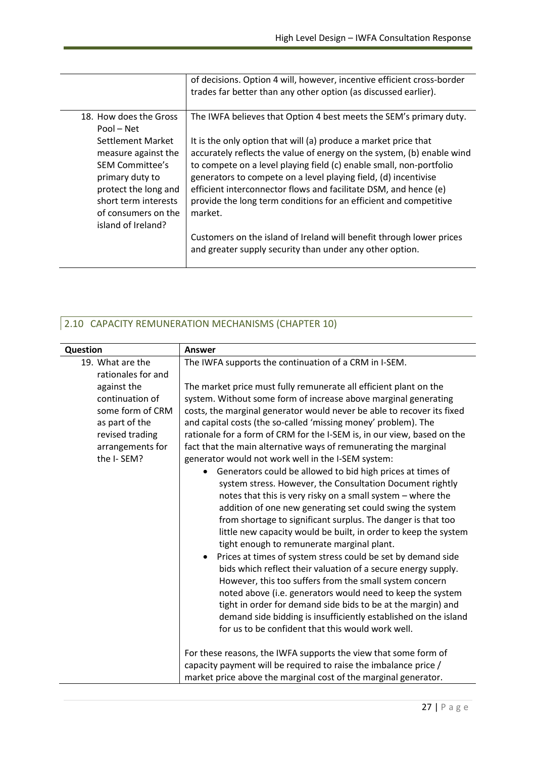| | |
|---|---|
| | of decisions. Option 4 will, however, incentive efficient cross-border trades far better than any other option (as discussed earlier). |
| 18. How does the Gross Pool – Net Settlement Market measure against the SEM Committee's primary duty to protect the long and short term interests of consumers on the island of Ireland? | The IWFA believes that Option 4 best meets the SEM's primary duty.<br><br>It is the only option that will (a) produce a market price that accurately reflects the value of energy on the system, (b) enable wind to compete on a level playing field (c) enable small, non-portfolio generators to compete on a level playing field, (d) incentivise efficient interconnector flows and facilitate DSM, and hence (e) provide the long term conditions for an efficient and competitive market.<br><br>Customers on the island of Ireland will benefit through lower prices and greater supply security than under any other option. |

## 2.10 CAPACITY REMUNERATION MECHANISMS (CHAPTER 10)

| Question | Answer |
|---|---|
| 19. What are the rationales for and against the continuation of some form of CRM as part of the revised trading arrangements for the I- SEM? | The IWFA supports the continuation of a CRM in I-SEM.<br><br>The market price must fully remunerate all efficient plant on the system. Without some form of increase above marginal generating costs, the marginal generator would never be able to recover its fixed and capital costs (the so-called 'missing money' problem). The rationale for a form of CRM for the I-SEM is, in our view, based on the fact that the main alternative ways of remunerating the marginal generator would not work well in the I-SEM system:<br>• Generators could be allowed to bid high prices at times of system stress. However, the Consultation Document rightly notes that this is very risky on a small system – where the addition of one new generating set could swing the system from shortage to significant surplus. The danger is that too little new capacity would be built, in order to keep the system tight enough to remunerate marginal plant.<br>• Prices at times of system stress could be set by demand side bids which reflect their valuation of a secure energy supply. However, this too suffers from the small system concern noted above (i.e. generators would need to keep the system tight in order for demand side bids to be at the margin) and demand side bidding is insufficiently established on the island for us to be confident that this would work well.<br><br>For these reasons, the IWFA supports the view that some form of capacity payment will be required to raise the imbalance price / market price above the marginal cost of the marginal generator. |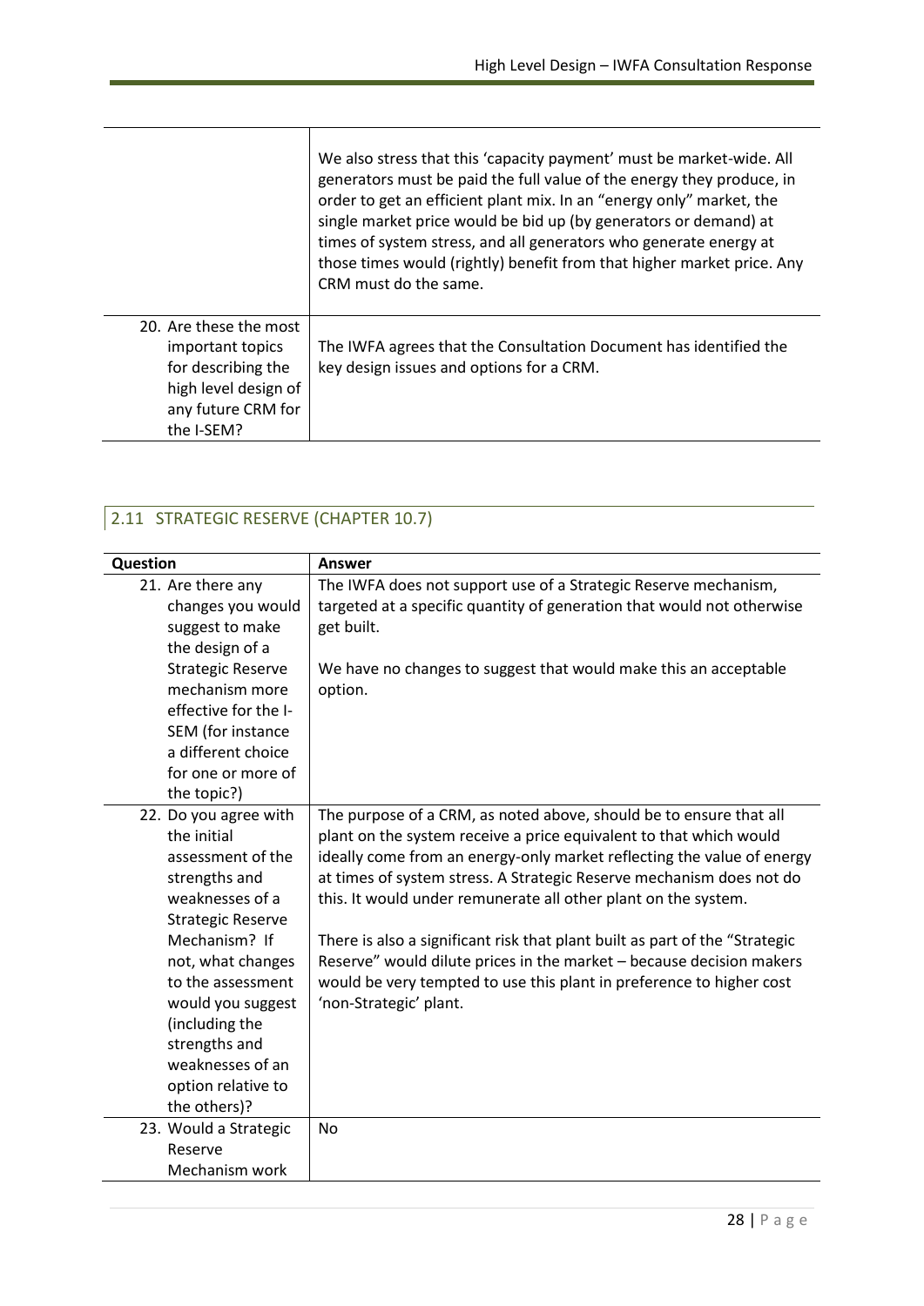| | |
|---|---|
| | We also stress that this 'capacity payment' must be market-wide. All generators must be paid the full value of the energy they produce, in order to get an efficient plant mix. In an "energy only" market, the single market price would be bid up (by generators or demand) at times of system stress, and all generators who generate energy at those times would (rightly) benefit from that higher market price. Any CRM must do the same. |
| 20. Are these the most important topics for describing the high level design of any future CRM for the I-SEM? | The IWFA agrees that the Consultation Document has identified the key design issues and options for a CRM. |

## 2.11 STRATEGIC RESERVE (CHAPTER 10.7)

| Question | Answer |
|---|---|
| 21. Are there any changes you would suggest to make the design of a Strategic Reserve mechanism more effective for the I-SEM (for instance a different choice for one or more of the topic?) | The IWFA does not support use of a Strategic Reserve mechanism, targeted at a specific quantity of generation that would not otherwise get built.<br><br>We have no changes to suggest that would make this an acceptable option. |
| 22. Do you agree with the initial assessment of the strengths and weaknesses of a Strategic Reserve Mechanism? If not, what changes to the assessment would you suggest (including the strengths and weaknesses of an option relative to the others)? | The purpose of a CRM, as noted above, should be to ensure that all plant on the system receive a price equivalent to that which would ideally come from an energy-only market reflecting the value of energy at times of system stress. A Strategic Reserve mechanism does not do this. It would under remunerate all other plant on the system.<br><br>There is also a significant risk that plant built as part of the "Strategic Reserve" would dilute prices in the market – because decision makers would be very tempted to use this plant in preference to higher cost 'non-Strategic' plant. |
| 23. Would a Strategic Reserve Mechanism work | No |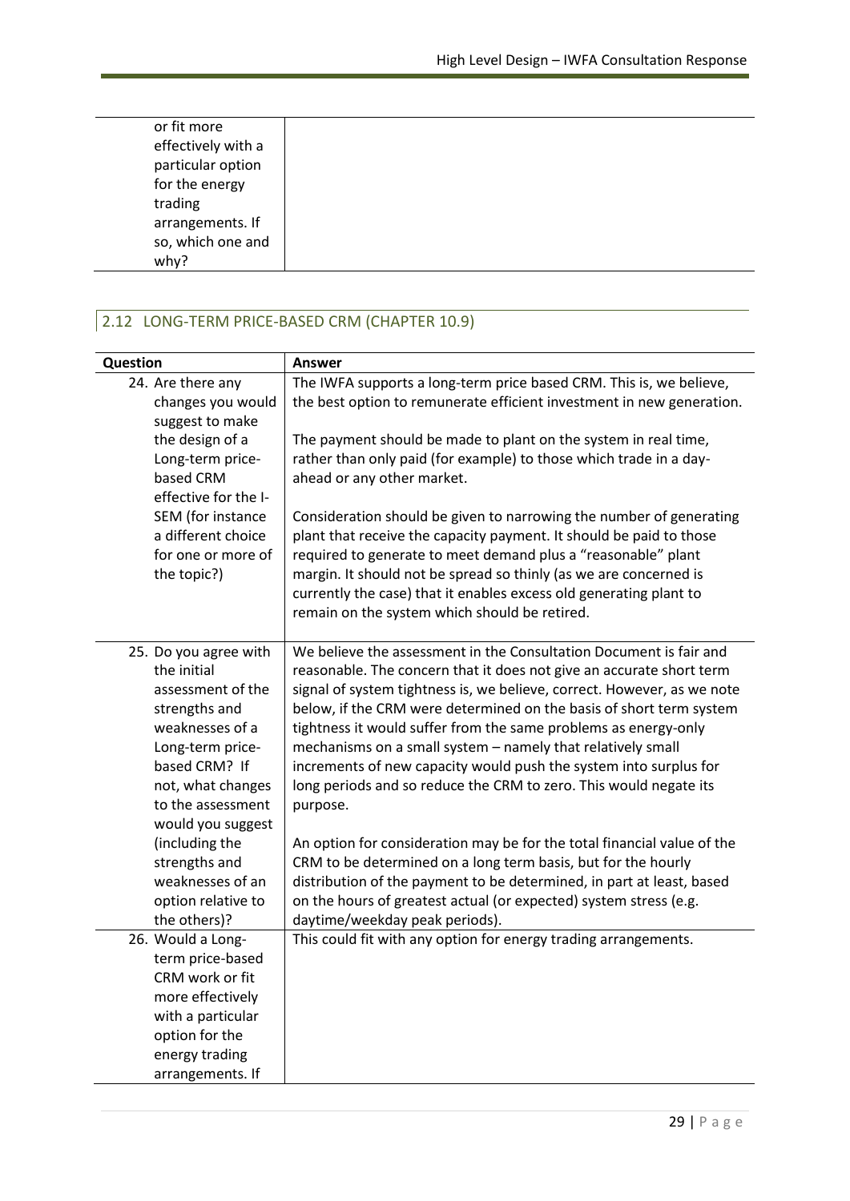| | |
|---|---|
| or fit more effectively with a particular option for the energy trading arrangements. If so, which one and why? | |

## 2.12 LONG-TERM PRICE-BASED CRM (CHAPTER 10.9)

| Question | Answer |
|---|---|
| 24. Are there any changes you would suggest to make the design of a Long-term price-based CRM effective for the I-SEM (for instance a different choice for one or more of the topic?) | The IWFA supports a long-term price based CRM. This is, we believe, the best option to remunerate efficient investment in new generation.<br><br>The payment should be made to plant on the system in real time, rather than only paid (for example) to those which trade in a day-ahead or any other market.<br><br>Consideration should be given to narrowing the number of generating plant that receive the capacity payment. It should be paid to those required to generate to meet demand plus a "reasonable" plant margin. It should not be spread so thinly (as we are concerned is currently the case) that it enables excess old generating plant to remain on the system which should be retired. |
| 25. Do you agree with the initial assessment of the strengths and weaknesses of a Long-term price-based CRM? If not, what changes to the assessment would you suggest (including the strengths and weaknesses of an option relative to the others)? | We believe the assessment in the Consultation Document is fair and reasonable. The concern that it does not give an accurate short term signal of system tightness is, we believe, correct. However, as we note below, if the CRM were determined on the basis of short term system tightness it would suffer from the same problems as energy-only mechanisms on a small system – namely that relatively small increments of new capacity would push the system into surplus for long periods and so reduce the CRM to zero. This would negate its purpose.<br><br>An option for consideration may be for the total financial value of the CRM to be determined on a long term basis, but for the hourly distribution of the payment to be determined, in part at least, based on the hours of greatest actual (or expected) system stress (e.g. daytime/weekday peak periods). |
| 26. Would a Long-term price-based CRM work or fit more effectively with a particular option for the energy trading arrangements. If | This could fit with any option for energy trading arrangements. |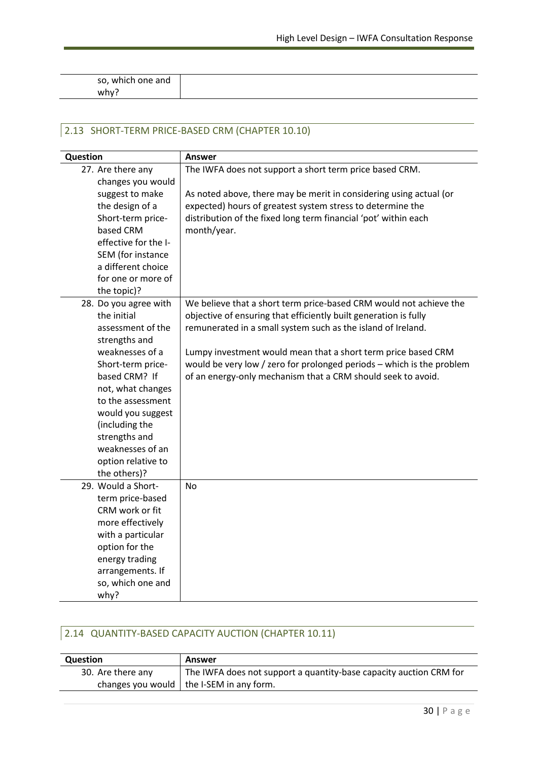| | |
|---|---|
| so, which one and why? | |

## 2.13 SHORT-TERM PRICE-BASED CRM (CHAPTER 10.10)

| Question | Answer |
|---|---|
| 27. Are there any changes you would suggest to make the design of a Short-term price-based CRM effective for the I-SEM (for instance a different choice for one or more of the topic)? | The IWFA does not support a short term price based CRM.<br><br>As noted above, there may be merit in considering using actual (or expected) hours of greatest system stress to determine the distribution of the fixed long term financial 'pot' within each month/year. |
| 28. Do you agree with the initial assessment of the strengths and weaknesses of a Short-term price-based CRM? If not, what changes to the assessment would you suggest (including the strengths and weaknesses of an option relative to the others)? | We believe that a short term price-based CRM would not achieve the objective of ensuring that efficiently built generation is fully remunerated in a small system such as the island of Ireland.<br><br>Lumpy investment would mean that a short term price based CRM would be very low / zero for prolonged periods – which is the problem of an energy-only mechanism that a CRM should seek to avoid. |
| 29. Would a Short-term price-based CRM work or fit more effectively with a particular option for the energy trading arrangements. If so, which one and why? | No |

## 2.14 QUANTITY-BASED CAPACITY AUCTION (CHAPTER 10.11)

| Question | Answer |
|---|---|
| 30. Are there any changes you would | The IWFA does not support a quantity-base capacity auction CRM for the I-SEM in any form. |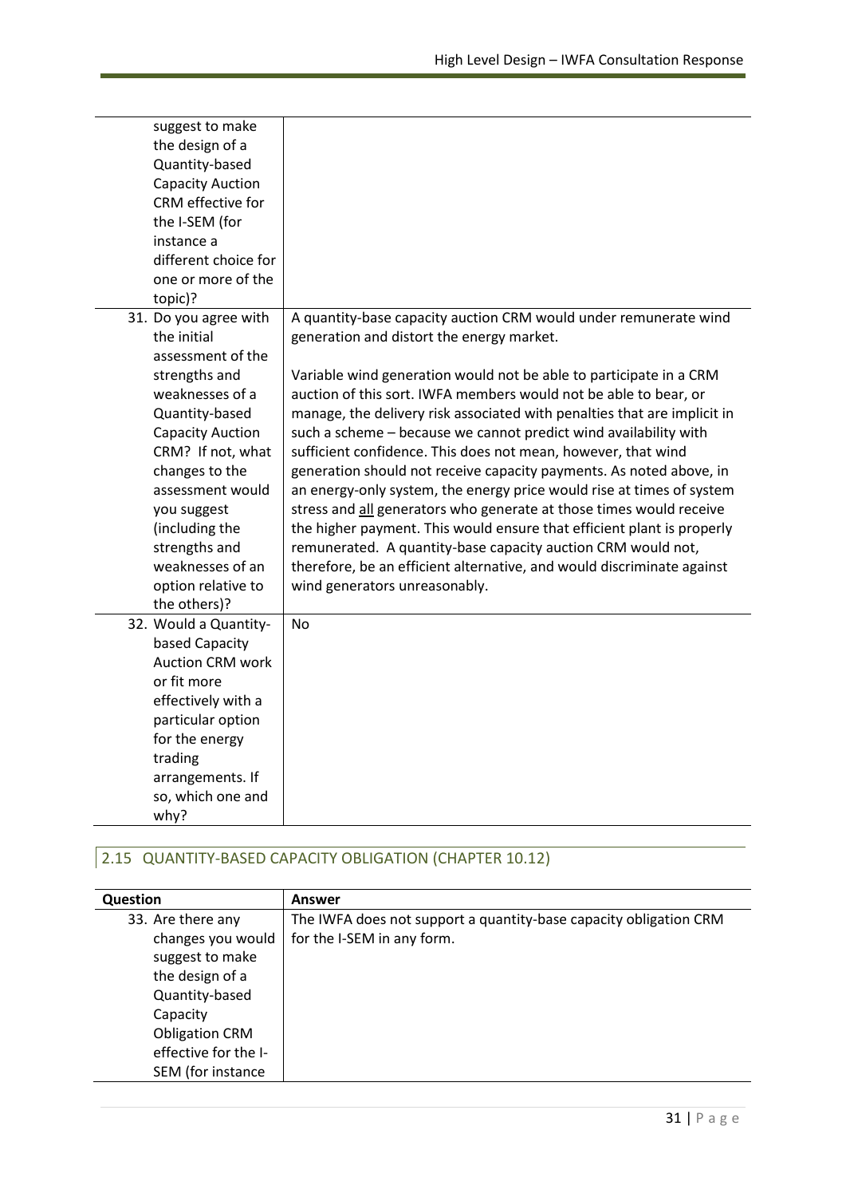| | |
|---|---|
| suggest to make the design of a Quantity-based Capacity Auction CRM effective for the I-SEM (for instance a different choice for one or more of the topic)? | |
| 31. Do you agree with the initial assessment of the strengths and weaknesses of a Quantity-based Capacity Auction CRM? If not, what changes to the assessment would you suggest (including the strengths and weaknesses of an option relative to the others)? | A quantity-base capacity auction CRM would under remunerate wind generation and distort the energy market.<br><br>Variable wind generation would not be able to participate in a CRM auction of this sort. IWFA members would not be able to bear, or manage, the delivery risk associated with penalties that are implicit in such a scheme – because we cannot predict wind availability with sufficient confidence. This does not mean, however, that wind generation should not receive capacity payments. As noted above, in an energy-only system, the energy price would rise at times of system stress and all generators who generate at those times would receive the higher payment. This would ensure that efficient plant is properly remunerated. A quantity-base capacity auction CRM would not, therefore, be an efficient alternative, and would discriminate against wind generators unreasonably. |
| 32. Would a Quantity-based Capacity Auction CRM work or fit more effectively with a particular option for the energy trading arrangements. If so, which one and why? | No |

## 2.15 QUANTITY-BASED CAPACITY OBLIGATION (CHAPTER 10.12)

| Question | Answer |
|---|---|
| 33. Are there any changes you would suggest to make the design of a Quantity-based Capacity Obligation CRM effective for the I-SEM (for instance | The IWFA does not support a quantity-base capacity obligation CRM for the I-SEM in any form. |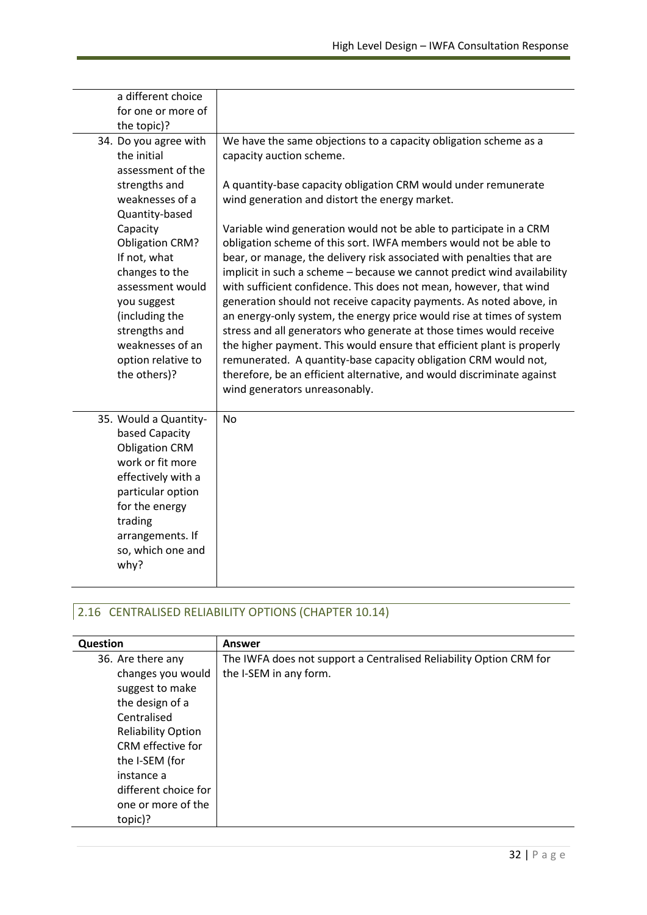| | |
|---|---|
| a different choice for one or more of the topic)? | |
| 34. Do you agree with the initial assessment of the strengths and weaknesses of a Quantity-based Capacity Obligation CRM? If not, what changes to the assessment would you suggest (including the strengths and weaknesses of an option relative to the others)? | We have the same objections to a capacity obligation scheme as a capacity auction scheme.<br><br>A quantity-base capacity obligation CRM would under remunerate wind generation and distort the energy market.<br><br>Variable wind generation would not be able to participate in a CRM obligation scheme of this sort. IWFA members would not be able to bear, or manage, the delivery risk associated with penalties that are implicit in such a scheme – because we cannot predict wind availability with sufficient confidence. This does not mean, however, that wind generation should not receive capacity payments. As noted above, in an energy-only system, the energy price would rise at times of system stress and all generators who generate at those times would receive the higher payment. This would ensure that efficient plant is properly remunerated. A quantity-base capacity obligation CRM would not, therefore, be an efficient alternative, and would discriminate against wind generators unreasonably. |
| 35. Would a Quantity-based Capacity Obligation CRM work or fit more effectively with a particular option for the energy trading arrangements. If so, which one and why? | No |

## 2.16 CENTRALISED RELIABILITY OPTIONS (CHAPTER 10.14)

| Question | Answer |
|---|---|
| 36. Are there any changes you would suggest to make the design of a Centralised Reliability Option CRM effective for the I-SEM (for instance a different choice for one or more of the topic)? | The IWFA does not support a Centralised Reliability Option CRM for the I-SEM in any form. |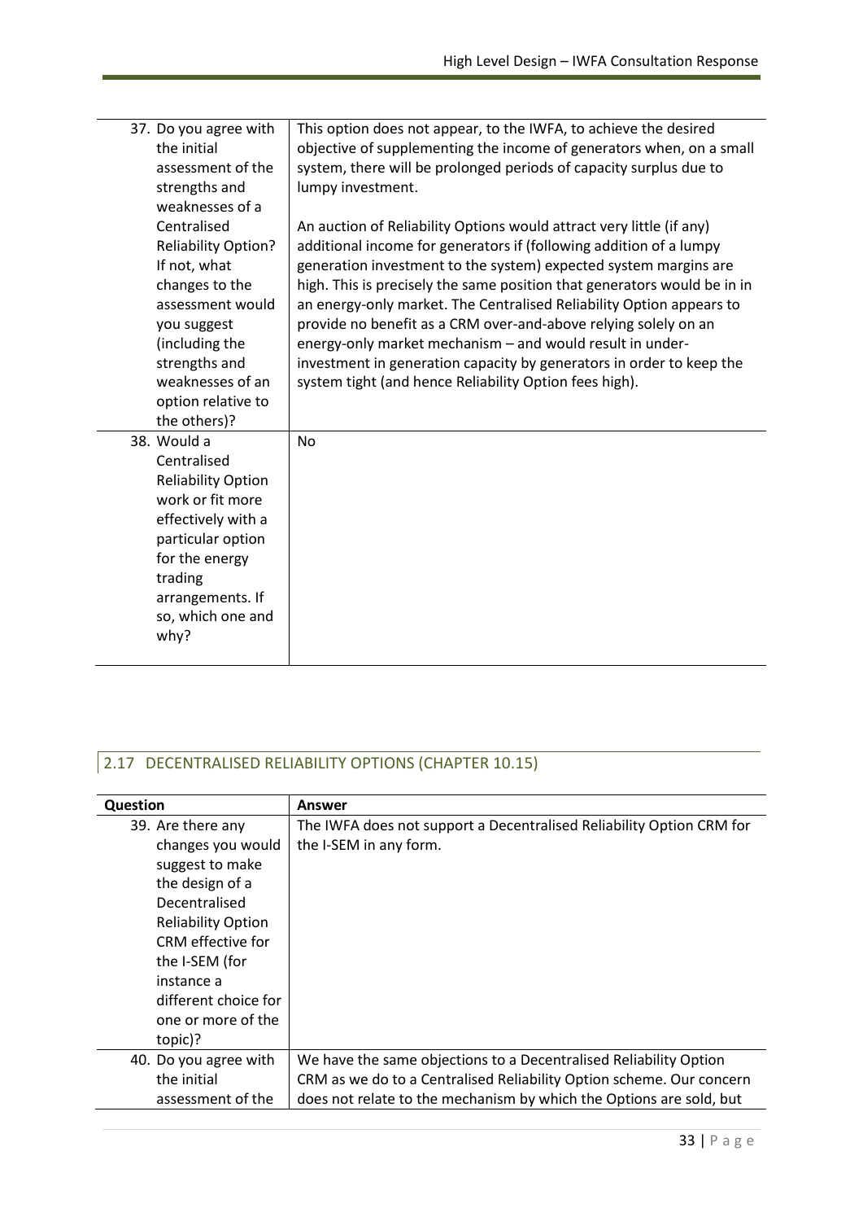| | |
|---|---|
| 37. Do you agree with the initial assessment of the strengths and weaknesses of a Centralised Reliability Option? If not, what changes to the assessment would you suggest (including the strengths and weaknesses of an option relative to the others)? | This option does not appear, to the IWFA, to achieve the desired objective of supplementing the income of generators when, on a small system, there will be prolonged periods of capacity surplus due to lumpy investment.<br><br>An auction of Reliability Options would attract very little (if any) additional income for generators if (following addition of a lumpy generation investment to the system) expected system margins are high. This is precisely the same position that generators would be in in an energy-only market. The Centralised Reliability Option appears to provide no benefit as a CRM over-and-above relying solely on an energy-only market mechanism – and would result in under-investment in generation capacity by generators in order to keep the system tight (and hence Reliability Option fees high). |
| 38. Would a Centralised Reliability Option work or fit more effectively with a particular option for the energy trading arrangements. If so, which one and why? | No |

## 2.17 DECENTRALISED RELIABILITY OPTIONS (CHAPTER 10.15)

| Question | Answer |
|---|---|
| 39. Are there any changes you would suggest to make the design of a Decentralised Reliability Option CRM effective for the I-SEM (for instance a different choice for one or more of the topic)? | The IWFA does not support a Decentralised Reliability Option CRM for the I-SEM in any form. |
| 40. Do you agree with the initial assessment of the | We have the same objections to a Decentralised Reliability Option CRM as we do to a Centralised Reliability Option scheme. Our concern does not relate to the mechanism by which the Options are sold, but |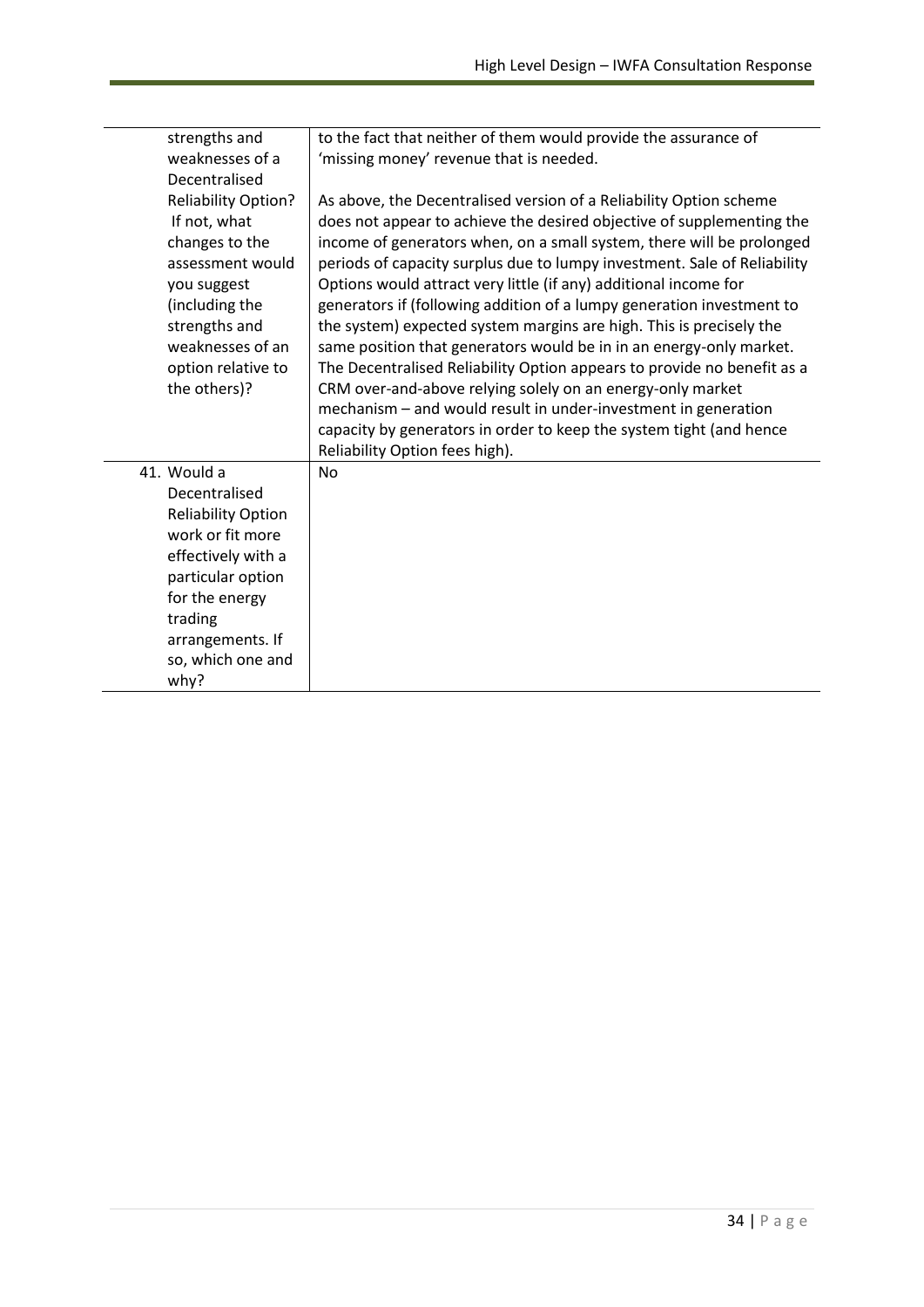| | |
|---|---|
| strengths and weaknesses of a Decentralised Reliability Option? If not, what changes to the assessment would you suggest (including the strengths and weaknesses of an option relative to the others)? | to the fact that neither of them would provide the assurance of 'missing money' revenue that is needed.<br><br>As above, the Decentralised version of a Reliability Option scheme does not appear to achieve the desired objective of supplementing the income of generators when, on a small system, there will be prolonged periods of capacity surplus due to lumpy investment. Sale of Reliability Options would attract very little (if any) additional income for generators if (following addition of a lumpy generation investment to the system) expected system margins are high. This is precisely the same position that generators would be in in an energy-only market. The Decentralised Reliability Option appears to provide no benefit as a CRM over-and-above relying solely on an energy-only market mechanism – and would result in under-investment in generation capacity by generators in order to keep the system tight (and hence Reliability Option fees high). |
| 41. Would a Decentralised Reliability Option work or fit more effectively with a particular option for the energy trading arrangements. If so, which one and why? | No |